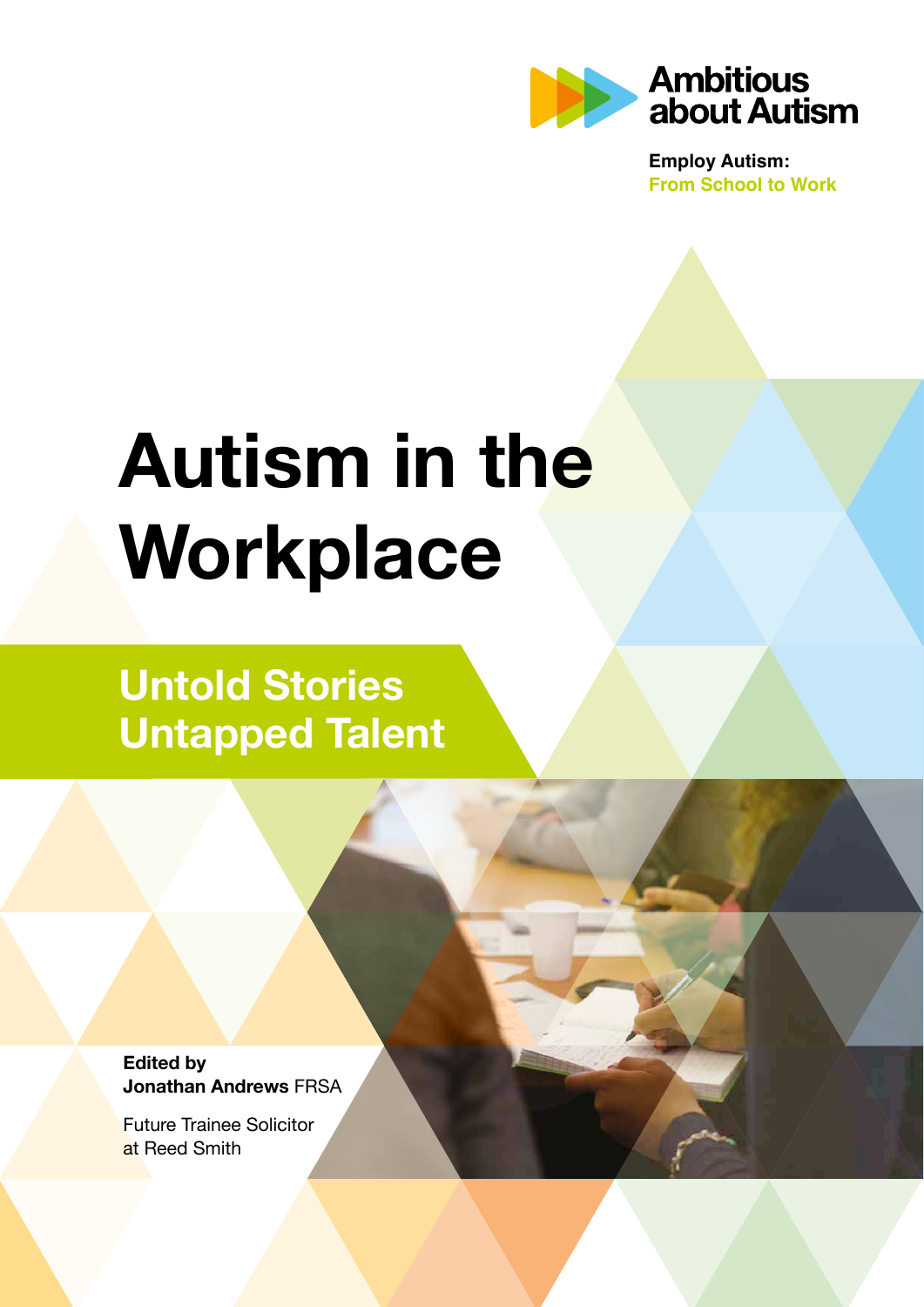Ambitious about Autism

**Employ Autism:**
**From School to Work**

# Autism in the Workplace

## Untold Stories Untapped Talent

**Edited by**
**Jonathan Andrews** FRSA

Future Trainee Solicitor
at Reed Smith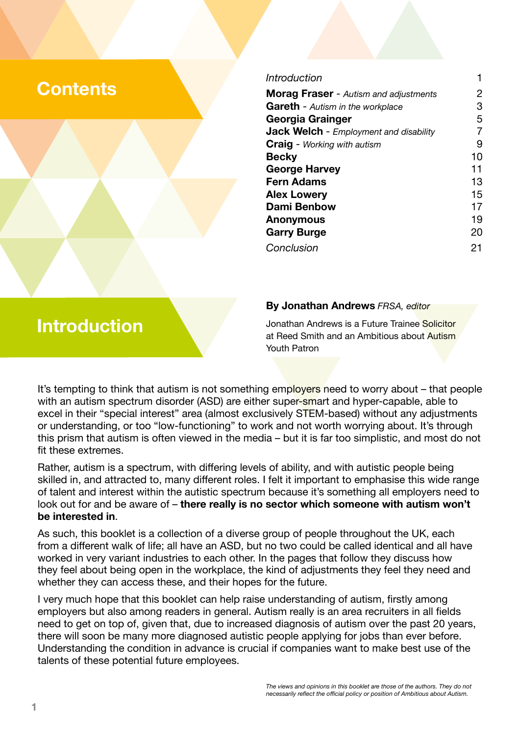# Contents

| | |
|---|---|
| *Introduction* | 1 |
| **Morag Fraser** - *Autism and adjustments* | 2 |
| **Gareth** - *Autism in the workplace* | 3 |
| **Georgia Grainger** | 5 |
| **Jack Welch** - *Employment and disability* | 7 |
| **Craig** - *Working with autism* | 9 |
| **Becky** | 10 |
| **George Harvey** | 11 |
| **Fern Adams** | 13 |
| **Alex Lowery** | 15 |
| **Dami Benbow** | 17 |
| **Anonymous** | 19 |
| **Garry Burge** | 20 |
| *Conclusion* | 21 |

# Introduction

**By Jonathan Andrews** *FRSA, editor*

Jonathan Andrews is a Future Trainee Solicitor at Reed Smith and an Ambitious about Autism Youth Patron

It's tempting to think that autism is not something employers need to worry about – that people with an autism spectrum disorder (ASD) are either super-smart and hyper-capable, able to excel in their "special interest" area (almost exclusively STEM-based) without any adjustments or understanding, or too "low-functioning" to work and not worth worrying about. It's through this prism that autism is often viewed in the media – but it is far too simplistic, and most do not fit these extremes.

Rather, autism is a spectrum, with differing levels of ability, and with autistic people being skilled in, and attracted to, many different roles. I felt it important to emphasise this wide range of talent and interest within the autistic spectrum because it's something all employers need to look out for and be aware of – **there really is no sector which someone with autism won't be interested in**.

As such, this booklet is a collection of a diverse group of people throughout the UK, each from a different walk of life; all have an ASD, but no two could be called identical and all have worked in very variant industries to each other. In the pages that follow they discuss how they feel about being open in the workplace, the kind of adjustments they feel they need and whether they can access these, and their hopes for the future.

I very much hope that this booklet can help raise understanding of autism, firstly among employers but also among readers in general. Autism really is an area recruiters in all fields need to get on top of, given that, due to increased diagnosis of autism over the past 20 years, there will soon be many more diagnosed autistic people applying for jobs than ever before. Understanding the condition in advance is crucial if companies want to make best use of the talents of these potential future employees.

*The views and opinions in this booklet are those of the authors. They do not necessarily reflect the official policy or position of Ambitious about Autism.*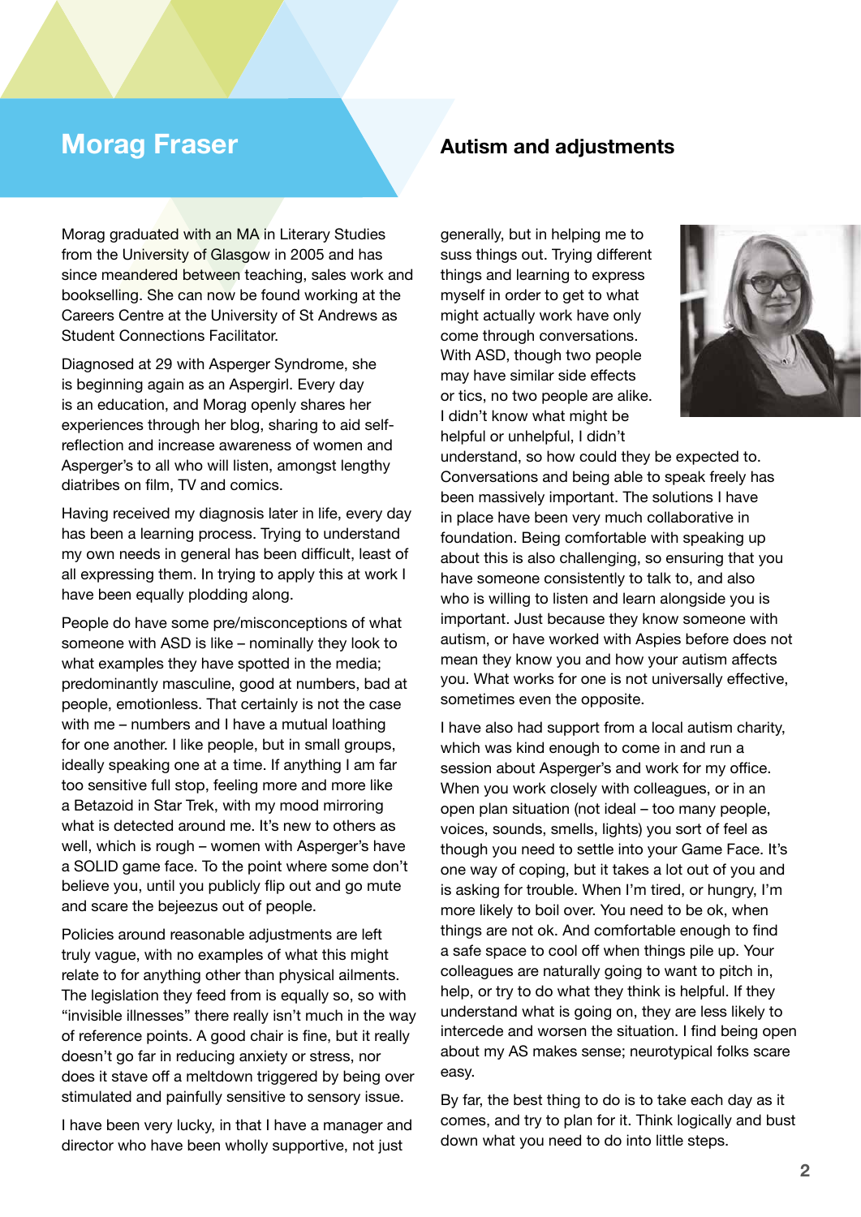# Morag Fraser

## Autism and adjustments

Morag graduated with an MA in Literary Studies from the University of Glasgow in 2005 and has since meandered between teaching, sales work and bookselling. She can now be found working at the Careers Centre at the University of St Andrews as Student Connections Facilitator.

Diagnosed at 29 with Asperger Syndrome, she is beginning again as an Aspergirl. Every day is an education, and Morag openly shares her experiences through her blog, sharing to aid self-reflection and increase awareness of women and Asperger's to all who will listen, amongst lengthy diatribes on film, TV and comics.

Having received my diagnosis later in life, every day has been a learning process. Trying to understand my own needs in general has been difficult, least of all expressing them. In trying to apply this at work I have been equally plodding along.

People do have some pre/misconceptions of what someone with ASD is like – nominally they look to what examples they have spotted in the media; predominantly masculine, good at numbers, bad at people, emotionless. That certainly is not the case with me – numbers and I have a mutual loathing for one another. I like people, but in small groups, ideally speaking one at a time. If anything I am far too sensitive full stop, feeling more and more like a Betazoid in Star Trek, with my mood mirroring what is detected around me. It's new to others as well, which is rough – women with Asperger's have a SOLID game face. To the point where some don't believe you, until you publicly flip out and go mute and scare the bejeezus out of people.

Policies around reasonable adjustments are left truly vague, with no examples of what this might relate to for anything other than physical ailments. The legislation they feed from is equally so, so with "invisible illnesses" there really isn't much in the way of reference points. A good chair is fine, but it really doesn't go far in reducing anxiety or stress, nor does it stave off a meltdown triggered by being over stimulated and painfully sensitive to sensory issue.

I have been very lucky, in that I have a manager and director who have been wholly supportive, not just generally, but in helping me to suss things out. Trying different things and learning to express myself in order to get to what might actually work have only come through conversations. With ASD, though two people may have similar side effects or tics, no two people are alike. I didn't know what might be helpful or unhelpful, I didn't understand, so how could they be expected to. Conversations and being able to speak freely has been massively important. The solutions I have in place have been very much collaborative in foundation. Being comfortable with speaking up about this is also challenging, so ensuring that you have someone consistently to talk to, and also who is willing to listen and learn alongside you is important. Just because they know someone with autism, or have worked with Aspies before does not mean they know you and how your autism affects you. What works for one is not universally effective, sometimes even the opposite.

I have also had support from a local autism charity, which was kind enough to come in and run a session about Asperger's and work for my office. When you work closely with colleagues, or in an open plan situation (not ideal – too many people, voices, sounds, smells, lights) you sort of feel as though you need to settle into your Game Face. It's one way of coping, but it takes a lot out of you and is asking for trouble. When I'm tired, or hungry, I'm more likely to boil over. You need to be ok, when things are not ok. And comfortable enough to find a safe space to cool off when things pile up. Your colleagues are naturally going to want to pitch in, help, or try to do what they think is helpful. If they understand what is going on, they are less likely to intercede and worsen the situation. I find being open about my AS makes sense; neurotypical folks scare easy.

By far, the best thing to do is to take each day as it comes, and try to plan for it. Think logically and bust down what you need to do into little steps.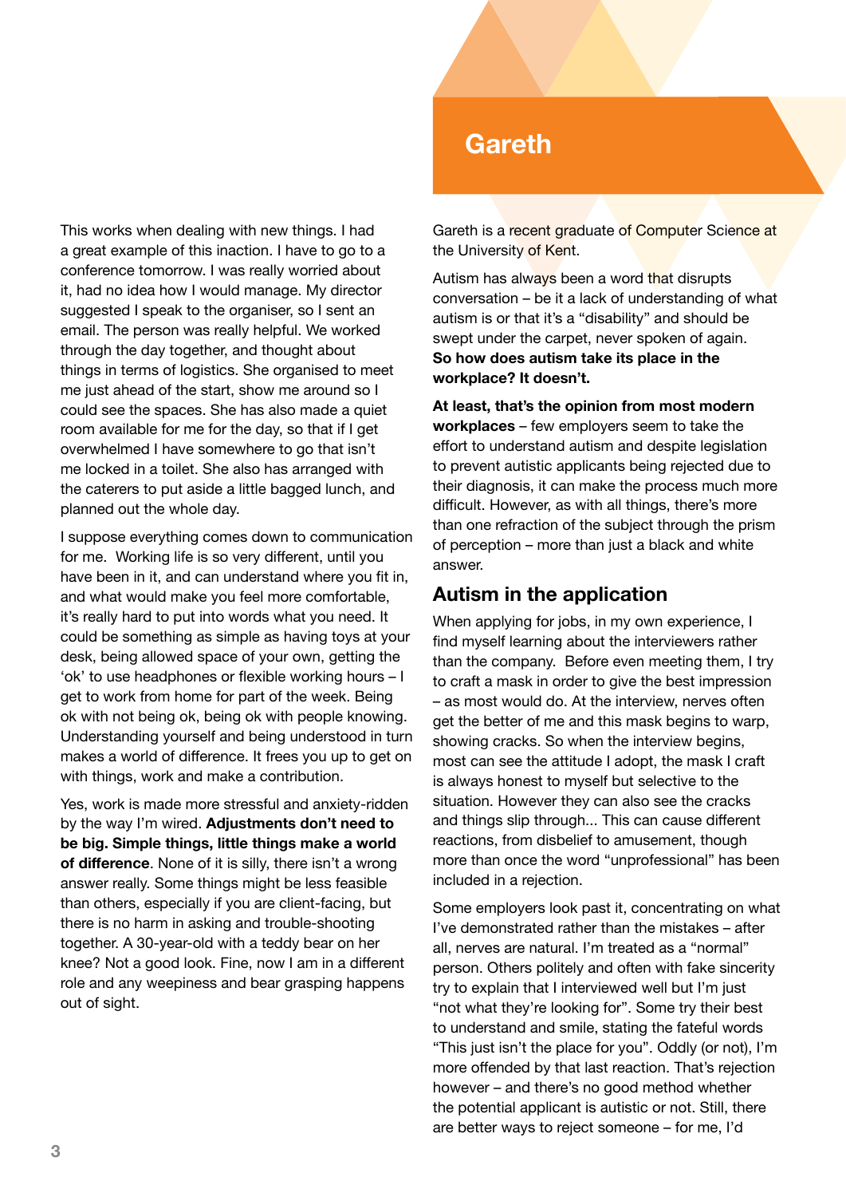This works when dealing with new things. I had a great example of this inaction. I have to go to a conference tomorrow. I was really worried about it, had no idea how I would manage. My director suggested I speak to the organiser, so I sent an email. The person was really helpful. We worked through the day together, and thought about things in terms of logistics. She organised to meet me just ahead of the start, show me around so I could see the spaces. She has also made a quiet room available for me for the day, so that if I get overwhelmed I have somewhere to go that isn't me locked in a toilet. She also has arranged with the caterers to put aside a little bagged lunch, and planned out the whole day.

I suppose everything comes down to communication for me. Working life is so very different, until you have been in it, and can understand where you fit in, and what would make you feel more comfortable, it's really hard to put into words what you need. It could be something as simple as having toys at your desk, being allowed space of your own, getting the 'ok' to use headphones or flexible working hours – I get to work from home for part of the week. Being ok with not being ok, being ok with people knowing. Understanding yourself and being understood in turn makes a world of difference. It frees you up to get on with things, work and make a contribution.

Yes, work is made more stressful and anxiety-ridden by the way I'm wired. **Adjustments don't need to be big. Simple things, little things make a world of difference**. None of it is silly, there isn't a wrong answer really. Some things might be less feasible than others, especially if you are client-facing, but there is no harm in asking and trouble-shooting together. A 30-year-old with a teddy bear on her knee? Not a good look. Fine, now I am in a different role and any weepiness and bear grasping happens out of sight.

# Gareth

Gareth is a recent graduate of Computer Science at the University of Kent.

Autism has always been a word that disrupts conversation – be it a lack of understanding of what autism is or that it's a "disability" and should be swept under the carpet, never spoken of again. **So how does autism take its place in the workplace? It doesn't.**

**At least, that's the opinion from most modern workplaces** – few employers seem to take the effort to understand autism and despite legislation to prevent autistic applicants being rejected due to their diagnosis, it can make the process much more difficult. However, as with all things, there's more than one refraction of the subject through the prism of perception – more than just a black and white answer.

## Autism in the application

When applying for jobs, in my own experience, I find myself learning about the interviewers rather than the company. Before even meeting them, I try to craft a mask in order to give the best impression – as most would do. At the interview, nerves often get the better of me and this mask begins to warp, showing cracks. So when the interview begins, most can see the attitude I adopt, the mask I craft is always honest to myself but selective to the situation. However they can also see the cracks and things slip through... This can cause different reactions, from disbelief to amusement, though more than once the word "unprofessional" has been included in a rejection.

Some employers look past it, concentrating on what I've demonstrated rather than the mistakes – after all, nerves are natural. I'm treated as a "normal" person. Others politely and often with fake sincerity try to explain that I interviewed well but I'm just "not what they're looking for". Some try their best to understand and smile, stating the fateful words "This just isn't the place for you". Oddly (or not), I'm more offended by that last reaction. That's rejection however – and there's no good method whether the potential applicant is autistic or not. Still, there are better ways to reject someone – for me, I'd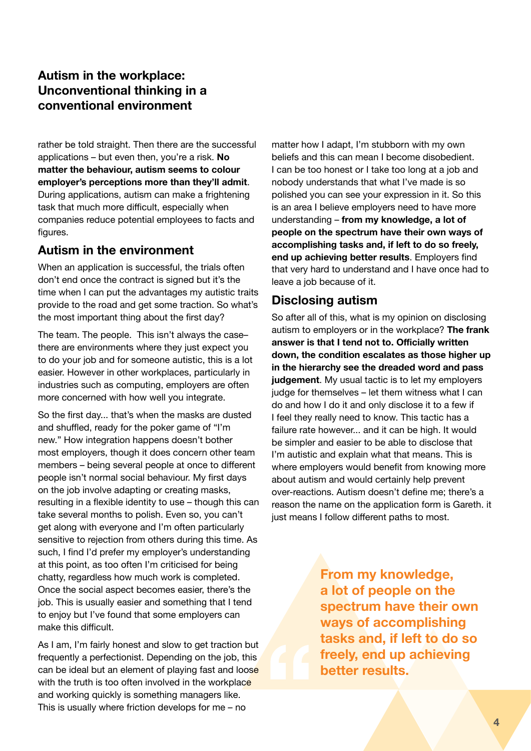## Autism in the workplace: Unconventional thinking in a conventional environment

rather be told straight. Then there are the successful applications – but even then, you're a risk. **No matter the behaviour, autism seems to colour employer's perceptions more than they'll admit**. During applications, autism can make a frightening task that much more difficult, especially when companies reduce potential employees to facts and figures.

### Autism in the environment

When an application is successful, the trials often don't end once the contract is signed but it's the time when I can put the advantages my autistic traits provide to the road and get some traction. So what's the most important thing about the first day?

The team. The people. This isn't always the case– there are environments where they just expect you to do your job and for someone autistic, this is a lot easier. However in other workplaces, particularly in industries such as computing, employers are often more concerned with how well you integrate.

So the first day... that's when the masks are dusted and shuffled, ready for the poker game of "I'm new." How integration happens doesn't bother most employers, though it does concern other team members – being several people at once to different people isn't normal social behaviour. My first days on the job involve adapting or creating masks, resulting in a flexible identity to use – though this can take several months to polish. Even so, you can't get along with everyone and I'm often particularly sensitive to rejection from others during this time. As such, I find I'd prefer my employer's understanding at this point, as too often I'm criticised for being chatty, regardless how much work is completed. Once the social aspect becomes easier, there's the job. This is usually easier and something that I tend to enjoy but I've found that some employers can make this difficult.

As I am, I'm fairly honest and slow to get traction but frequently a perfectionist. Depending on the job, this can be ideal but an element of playing fast and loose with the truth is too often involved in the workplace and working quickly is something managers like. This is usually where friction develops for me – no matter how I adapt, I'm stubborn with my own beliefs and this can mean I become disobedient. I can be too honest or I take too long at a job and nobody understands that what I've made is so polished you can see your expression in it. So this is an area I believe employers need to have more understanding – **from my knowledge, a lot of people on the spectrum have their own ways of accomplishing tasks and, if left to do so freely, end up achieving better results**. Employers find that very hard to understand and I have once had to leave a job because of it.

### Disclosing autism

So after all of this, what is my opinion on disclosing autism to employers or in the workplace? **The frank answer is that I tend not to. Officially written down, the condition escalates as those higher up in the hierarchy see the dreaded word and pass judgement**. My usual tactic is to let my employers judge for themselves – let them witness what I can do and how I do it and only disclose it to a few if I feel they really need to know. This tactic has a failure rate however... and it can be high. It would be simpler and easier to be able to disclose that I'm autistic and explain what that means. This is where employers would benefit from knowing more about autism and would certainly help prevent over-reactions. Autism doesn't define me; there's a reason the name on the application form is Gareth. it just means I follow different paths to most.

> **From my knowledge, a lot of people on the spectrum have their own ways of accomplishing tasks and, if left to do so freely, end up achieving better results.**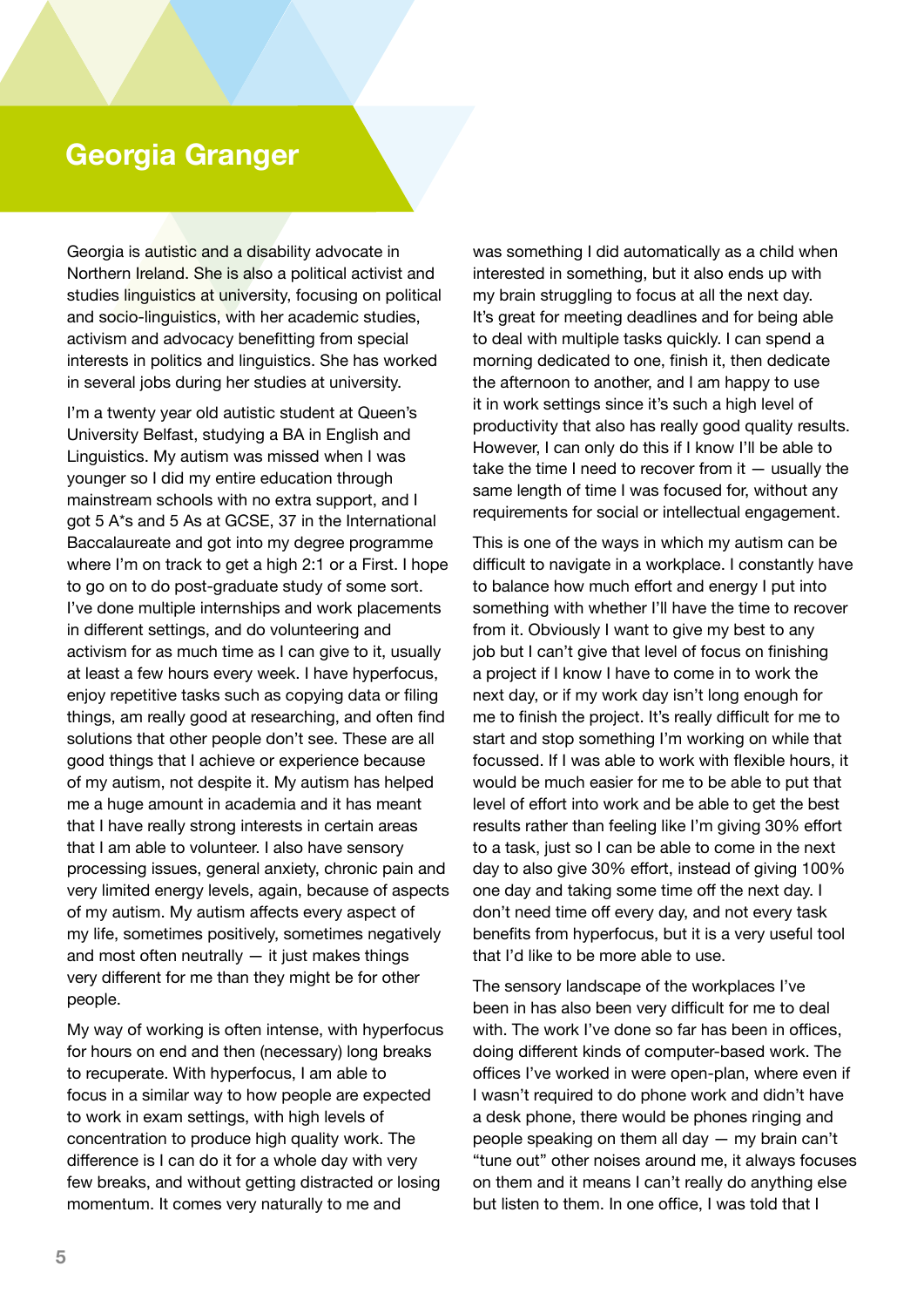# Georgia Granger

Georgia is autistic and a disability advocate in Northern Ireland. She is also a political activist and studies linguistics at university, focusing on political and socio-linguistics, with her academic studies, activism and advocacy benefitting from special interests in politics and linguistics. She has worked in several jobs during her studies at university.

I'm a twenty year old autistic student at Queen's University Belfast, studying a BA in English and Linguistics. My autism was missed when I was younger so I did my entire education through mainstream schools with no extra support, and I got 5 A*s and 5 As at GCSE, 37 in the International Baccalaureate and got into my degree programme where I'm on track to get a high 2:1 or a First. I hope to go on to do post-graduate study of some sort. I've done multiple internships and work placements in different settings, and do volunteering and activism for as much time as I can give to it, usually at least a few hours every week. I have hyperfocus, enjoy repetitive tasks such as copying data or filing things, am really good at researching, and often find solutions that other people don't see. These are all good things that I achieve or experience because of my autism, not despite it. My autism has helped me a huge amount in academia and it has meant that I have really strong interests in certain areas that I am able to volunteer. I also have sensory processing issues, general anxiety, chronic pain and very limited energy levels, again, because of aspects of my autism. My autism affects every aspect of my life, sometimes positively, sometimes negatively and most often neutrally — it just makes things very different for me than they might be for other people.

My way of working is often intense, with hyperfocus for hours on end and then (necessary) long breaks to recuperate. With hyperfocus, I am able to focus in a similar way to how people are expected to work in exam settings, with high levels of concentration to produce high quality work. The difference is I can do it for a whole day with very few breaks, and without getting distracted or losing momentum. It comes very naturally to me and was something I did automatically as a child when interested in something, but it also ends up with my brain struggling to focus at all the next day. It's great for meeting deadlines and for being able to deal with multiple tasks quickly. I can spend a morning dedicated to one, finish it, then dedicate the afternoon to another, and I am happy to use it in work settings since it's such a high level of productivity that also has really good quality results. However, I can only do this if I know I'll be able to take the time I need to recover from it — usually the same length of time I was focused for, without any requirements for social or intellectual engagement.

This is one of the ways in which my autism can be difficult to navigate in a workplace. I constantly have to balance how much effort and energy I put into something with whether I'll have the time to recover from it. Obviously I want to give my best to any job but I can't give that level of focus on finishing a project if I know I have to come in to work the next day, or if my work day isn't long enough for me to finish the project. It's really difficult for me to start and stop something I'm working on while that focussed. If I was able to work with flexible hours, it would be much easier for me to be able to put that level of effort into work and be able to get the best results rather than feeling like I'm giving 30% effort to a task, just so I can be able to come in the next day to also give 30% effort, instead of giving 100% one day and taking some time off the next day. I don't need time off every day, and not every task benefits from hyperfocus, but it is a very useful tool that I'd like to be more able to use.

The sensory landscape of the workplaces I've been in has also been very difficult for me to deal with. The work I've done so far has been in offices, doing different kinds of computer-based work. The offices I've worked in were open-plan, where even if I wasn't required to do phone work and didn't have a desk phone, there would be phones ringing and people speaking on them all day — my brain can't "tune out" other noises around me, it always focuses on them and it means I can't really do anything else but listen to them. In one office, I was told that I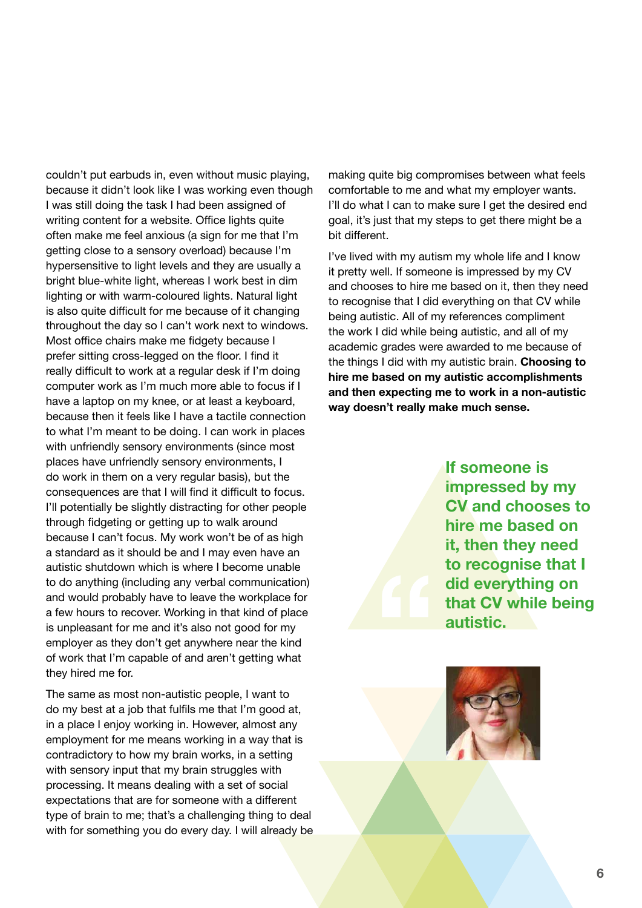couldn't put earbuds in, even without music playing, because it didn't look like I was working even though I was still doing the task I had been assigned of writing content for a website. Office lights quite often make me feel anxious (a sign for me that I'm getting close to a sensory overload) because I'm hypersensitive to light levels and they are usually a bright blue-white light, whereas I work best in dim lighting or with warm-coloured lights. Natural light is also quite difficult for me because of it changing throughout the day so I can't work next to windows. Most office chairs make me fidgety because I prefer sitting cross-legged on the floor. I find it really difficult to work at a regular desk if I'm doing computer work as I'm much more able to focus if I have a laptop on my knee, or at least a keyboard, because then it feels like I have a tactile connection to what I'm meant to be doing. I can work in places with unfriendly sensory environments (since most places have unfriendly sensory environments, I do work in them on a very regular basis), but the consequences are that I will find it difficult to focus. I'll potentially be slightly distracting for other people through fidgeting or getting up to walk around because I can't focus. My work won't be of as high a standard as it should be and I may even have an autistic shutdown which is where I become unable to do anything (including any verbal communication) and would probably have to leave the workplace for a few hours to recover. Working in that kind of place is unpleasant for me and it's also not good for my employer as they don't get anywhere near the kind of work that I'm capable of and aren't getting what they hired me for.

The same as most non-autistic people, I want to do my best at a job that fulfils me that I'm good at, in a place I enjoy working in. However, almost any employment for me means working in a way that is contradictory to how my brain works, in a setting with sensory input that my brain struggles with processing. It means dealing with a set of social expectations that are for someone with a different type of brain to me; that's a challenging thing to deal with for something you do every day. I will already be making quite big compromises between what feels comfortable to me and what my employer wants. I'll do what I can to make sure I get the desired end goal, it's just that my steps to get there might be a bit different.

I've lived with my autism my whole life and I know it pretty well. If someone is impressed by my CV and chooses to hire me based on it, then they need to recognise that I did everything on that CV while being autistic. All of my references compliment the work I did while being autistic, and all of my academic grades were awarded to me because of the things I did with my autistic brain. **Choosing to hire me based on my autistic accomplishments and then expecting me to work in a non-autistic way doesn't really make much sense.**

> **If someone is impressed by my CV and chooses to hire me based on it, then they need to recognise that I did everything on that CV while being autistic.**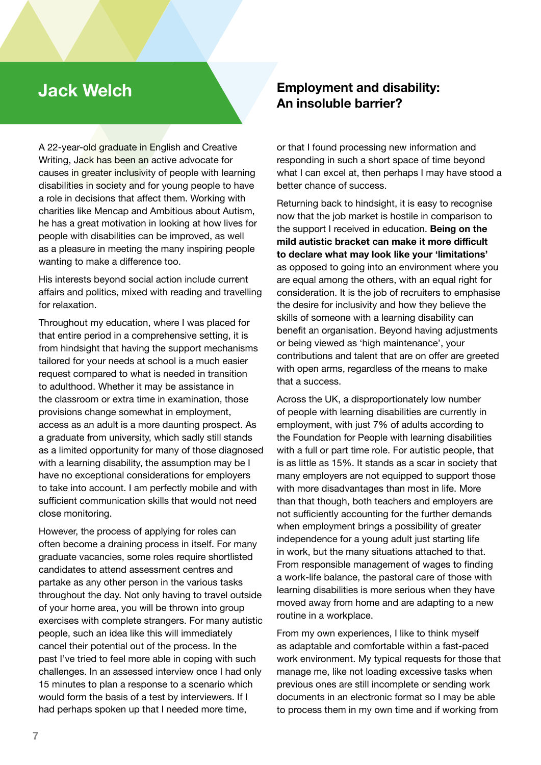## Jack Welch

## Employment and disability: An insoluble barrier?

A 22-year-old graduate in English and Creative Writing, Jack has been an active advocate for causes in greater inclusivity of people with learning disabilities in society and for young people to have a role in decisions that affect them. Working with charities like Mencap and Ambitious about Autism, he has a great motivation in looking at how lives for people with disabilities can be improved, as well as a pleasure in meeting the many inspiring people wanting to make a difference too.

His interests beyond social action include current affairs and politics, mixed with reading and travelling for relaxation.

Throughout my education, where I was placed for that entire period in a comprehensive setting, it is from hindsight that having the support mechanisms tailored for your needs at school is a much easier request compared to what is needed in transition to adulthood. Whether it may be assistance in the classroom or extra time in examination, those provisions change somewhat in employment, access as an adult is a more daunting prospect. As a graduate from university, which sadly still stands as a limited opportunity for many of those diagnosed with a learning disability, the assumption may be I have no exceptional considerations for employers to take into account. I am perfectly mobile and with sufficient communication skills that would not need close monitoring.

However, the process of applying for roles can often become a draining process in itself. For many graduate vacancies, some roles require shortlisted candidates to attend assessment centres and partake as any other person in the various tasks throughout the day. Not only having to travel outside of your home area, you will be thrown into group exercises with complete strangers. For many autistic people, such an idea like this will immediately cancel their potential out of the process. In the past I've tried to feel more able in coping with such challenges. In an assessed interview once I had only 15 minutes to plan a response to a scenario which would form the basis of a test by interviewers. If I had perhaps spoken up that I needed more time, or that I found processing new information and responding in such a short space of time beyond what I can excel at, then perhaps I may have stood a better chance of success.

Returning back to hindsight, it is easy to recognise now that the job market is hostile in comparison to the support I received in education. **Being on the mild autistic bracket can make it more difficult to declare what may look like your 'limitations'** as opposed to going into an environment where you are equal among the others, with an equal right for consideration. It is the job of recruiters to emphasise the desire for inclusivity and how they believe the skills of someone with a learning disability can benefit an organisation. Beyond having adjustments or being viewed as 'high maintenance', your contributions and talent that are on offer are greeted with open arms, regardless of the means to make that a success.

Across the UK, a disproportionately low number of people with learning disabilities are currently in employment, with just 7% of adults according to the Foundation for People with learning disabilities with a full or part time role. For autistic people, that is as little as 15%. It stands as a scar in society that many employers are not equipped to support those with more disadvantages than most in life. More than that though, both teachers and employers are not sufficiently accounting for the further demands when employment brings a possibility of greater independence for a young adult just starting life in work, but the many situations attached to that. From responsible management of wages to finding a work-life balance, the pastoral care of those with learning disabilities is more serious when they have moved away from home and are adapting to a new routine in a workplace.

From my own experiences, I like to think myself as adaptable and comfortable within a fast-paced work environment. My typical requests for those that manage me, like not loading excessive tasks when previous ones are still incomplete or sending work documents in an electronic format so I may be able to process them in my own time and if working from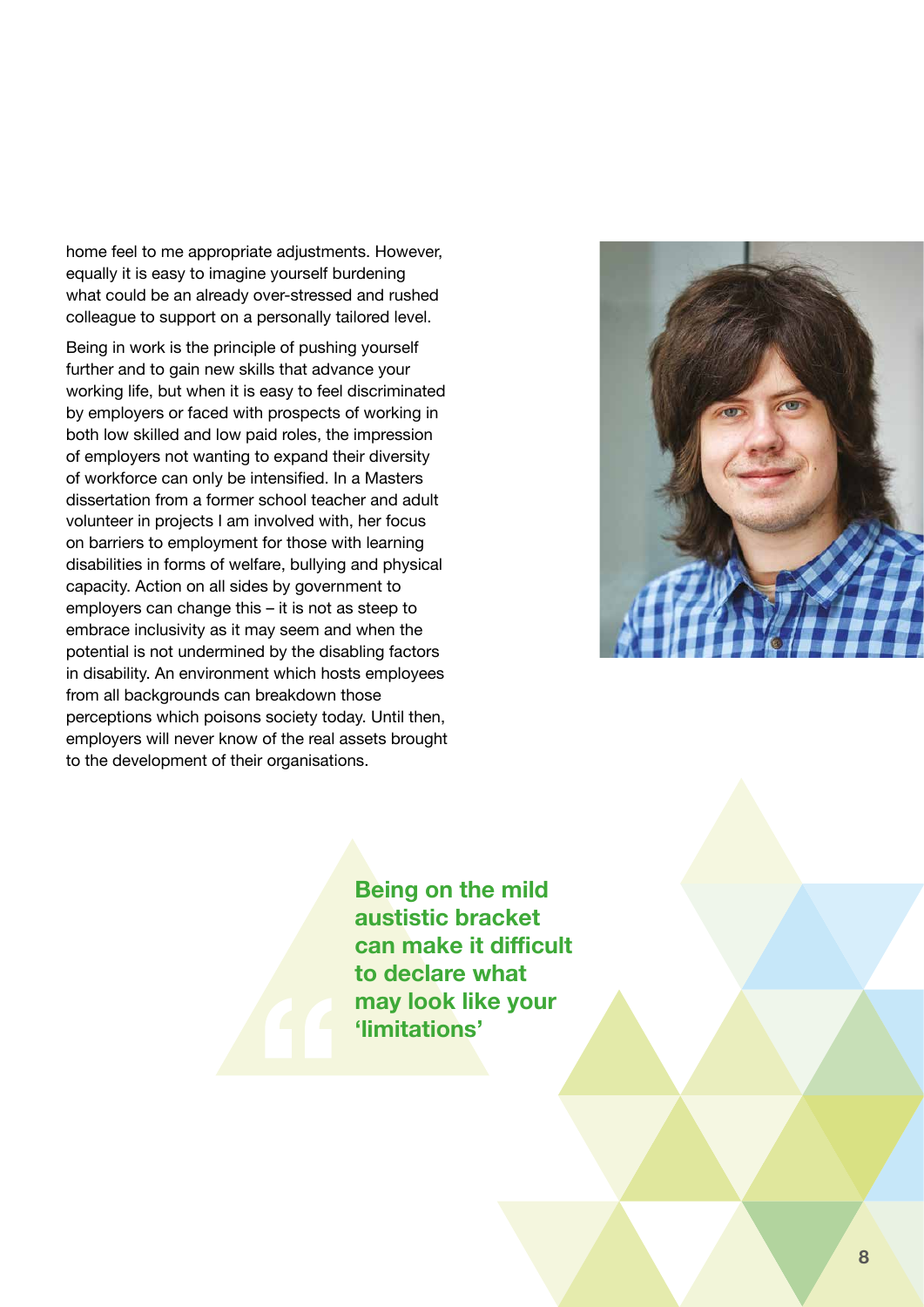home feel to me appropriate adjustments. However, equally it is easy to imagine yourself burdening what could be an already over-stressed and rushed colleague to support on a personally tailored level.

Being in work is the principle of pushing yourself further and to gain new skills that advance your working life, but when it is easy to feel discriminated by employers or faced with prospects of working in both low skilled and low paid roles, the impression of employers not wanting to expand their diversity of workforce can only be intensified. In a Masters dissertation from a former school teacher and adult volunteer in projects I am involved with, her focus on barriers to employment for those with learning disabilities in forms of welfare, bullying and physical capacity. Action on all sides by government to employers can change this – it is not as steep to embrace inclusivity as it may seem and when the potential is not undermined by the disabling factors in disability. An environment which hosts employees from all backgrounds can breakdown those perceptions which poisons society today. Until then, employers will never know of the real assets brought to the development of their organisations.

> **Being on the mild austistic bracket can make it difficult to declare what may look like your 'limitations'**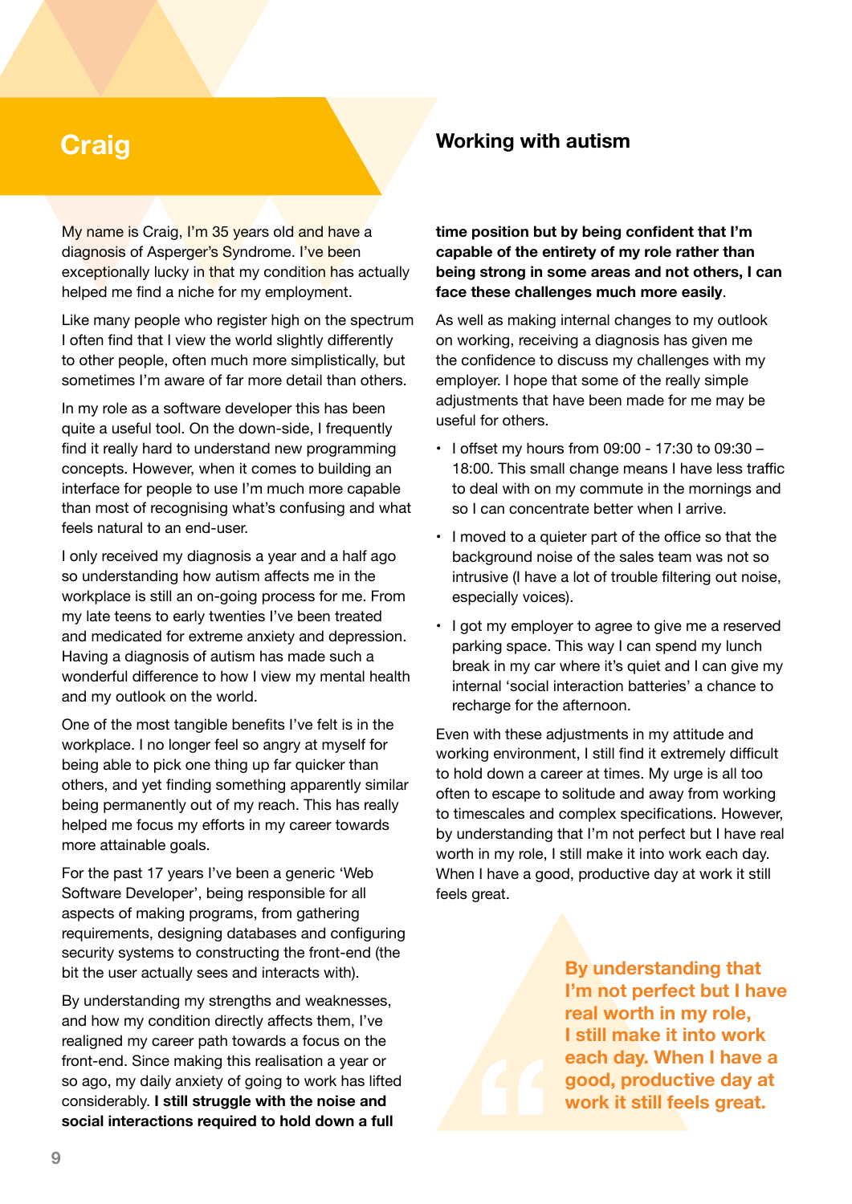# Craig

## Working with autism

My name is Craig, I'm 35 years old and have a diagnosis of Asperger's Syndrome. I've been exceptionally lucky in that my condition has actually helped me find a niche for my employment.

Like many people who register high on the spectrum I often find that I view the world slightly differently to other people, often much more simplistically, but sometimes I'm aware of far more detail than others.

In my role as a software developer this has been quite a useful tool. On the down-side, I frequently find it really hard to understand new programming concepts. However, when it comes to building an interface for people to use I'm much more capable than most of recognising what's confusing and what feels natural to an end-user.

I only received my diagnosis a year and a half ago so understanding how autism affects me in the workplace is still an on-going process for me. From my late teens to early twenties I've been treated and medicated for extreme anxiety and depression. Having a diagnosis of autism has made such a wonderful difference to how I view my mental health and my outlook on the world.

One of the most tangible benefits I've felt is in the workplace. I no longer feel so angry at myself for being able to pick one thing up far quicker than others, and yet finding something apparently similar being permanently out of my reach. This has really helped me focus my efforts in my career towards more attainable goals.

For the past 17 years I've been a generic 'Web Software Developer', being responsible for all aspects of making programs, from gathering requirements, designing databases and configuring security systems to constructing the front-end (the bit the user actually sees and interacts with).

By understanding my strengths and weaknesses, and how my condition directly affects them, I've realigned my career path towards a focus on the front-end. Since making this realisation a year or so ago, my daily anxiety of going to work has lifted considerably. **I still struggle with the noise and social interactions required to hold down a full time position but by being confident that I'm capable of the entirety of my role rather than being strong in some areas and not others, I can face these challenges much more easily**.

As well as making internal changes to my outlook on working, receiving a diagnosis has given me the confidence to discuss my challenges with my employer. I hope that some of the really simple adjustments that have been made for me may be useful for others.

- I offset my hours from 09:00 - 17:30 to 09:30 – 18:00. This small change means I have less traffic to deal with on my commute in the mornings and so I can concentrate better when I arrive.
- I moved to a quieter part of the office so that the background noise of the sales team was not so intrusive (I have a lot of trouble filtering out noise, especially voices).
- I got my employer to agree to give me a reserved parking space. This way I can spend my lunch break in my car where it's quiet and I can give my internal 'social interaction batteries' a chance to recharge for the afternoon.

Even with these adjustments in my attitude and working environment, I still find it extremely difficult to hold down a career at times. My urge is all too often to escape to solitude and away from working to timescales and complex specifications. However, by understanding that I'm not perfect but I have real worth in my role, I still make it into work each day. When I have a good, productive day at work it still feels great.

> **By understanding that I'm not perfect but I have real worth in my role, I still make it into work each day. When I have a good, productive day at work it still feels great.**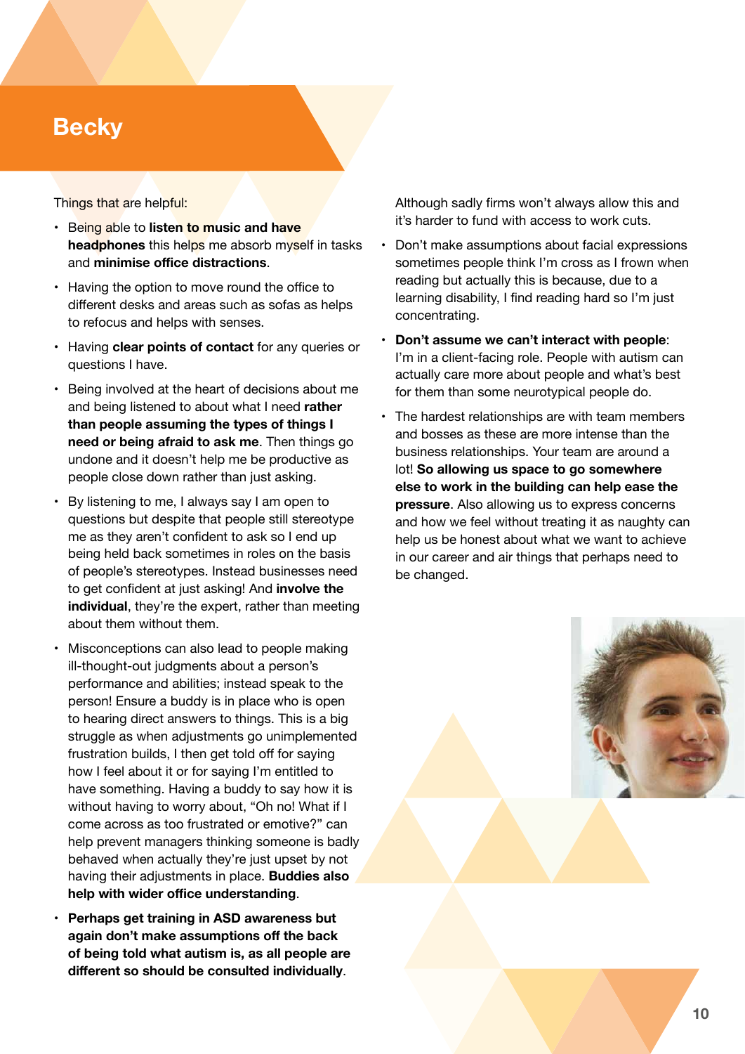# Becky

Things that are helpful:

- Being able to **listen to music and have headphones** this helps me absorb myself in tasks and **minimise office distractions**.
- Having the option to move round the office to different desks and areas such as sofas as helps to refocus and helps with senses.
- Having **clear points of contact** for any queries or questions I have.
- Being involved at the heart of decisions about me and being listened to about what I need **rather than people assuming the types of things I need or being afraid to ask me**. Then things go undone and it doesn't help me be productive as people close down rather than just asking.
- By listening to me, I always say I am open to questions but despite that people still stereotype me as they aren't confident to ask so I end up being held back sometimes in roles on the basis of people's stereotypes. Instead businesses need to get confident at just asking! And **involve the individual**, they're the expert, rather than meeting about them without them.
- Misconceptions can also lead to people making ill-thought-out judgments about a person's performance and abilities; instead speak to the person! Ensure a buddy is in place who is open to hearing direct answers to things. This is a big struggle as when adjustments go unimplemented frustration builds, I then get told off for saying how I feel about it or for saying I'm entitled to have something. Having a buddy to say how it is without having to worry about, "Oh no! What if I come across as too frustrated or emotive?" can help prevent managers thinking someone is badly behaved when actually they're just upset by not having their adjustments in place. **Buddies also help with wider office understanding**.
- **Perhaps get training in ASD awareness but again don't make assumptions off the back of being told what autism is, as all people are different so should be consulted individually**.

Although sadly firms won't always allow this and it's harder to fund with access to work cuts.

- Don't make assumptions about facial expressions sometimes people think I'm cross as I frown when reading but actually this is because, due to a learning disability, I find reading hard so I'm just concentrating.
- **Don't assume we can't interact with people**: I'm in a client-facing role. People with autism can actually care more about people and what's best for them than some neurotypical people do.
- The hardest relationships are with team members and bosses as these are more intense than the business relationships. Your team are around a lot! **So allowing us space to go somewhere else to work in the building can help ease the pressure**. Also allowing us to express concerns and how we feel without treating it as naughty can help us be honest about what we want to achieve in our career and air things that perhaps need to be changed.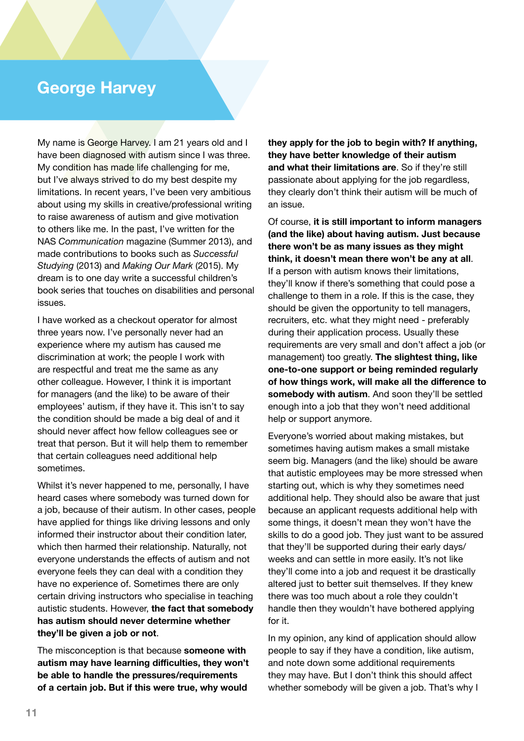# George Harvey

My name is George Harvey. I am 21 years old and I have been diagnosed with autism since I was three. My condition has made life challenging for me, but I've always strived to do my best despite my limitations. In recent years, I've been very ambitious about using my skills in creative/professional writing to raise awareness of autism and give motivation to others like me. In the past, I've written for the NAS *Communication* magazine (Summer 2013), and made contributions to books such as *Successful Studying* (2013) and *Making Our Mark* (2015). My dream is to one day write a successful children's book series that touches on disabilities and personal issues.

I have worked as a checkout operator for almost three years now. I've personally never had an experience where my autism has caused me discrimination at work; the people I work with are respectful and treat me the same as any other colleague. However, I think it is important for managers (and the like) to be aware of their employees' autism, if they have it. This isn't to say the condition should be made a big deal of and it should never affect how fellow colleagues see or treat that person. But it will help them to remember that certain colleagues need additional help sometimes.

Whilst it's never happened to me, personally, I have heard cases where somebody was turned down for a job, because of their autism. In other cases, people have applied for things like driving lessons and only informed their instructor about their condition later, which then harmed their relationship. Naturally, not everyone understands the effects of autism and not everyone feels they can deal with a condition they have no experience of. Sometimes there are only certain driving instructors who specialise in teaching autistic students. However, **the fact that somebody has autism should never determine whether they'll be given a job or not**.

The misconception is that because **someone with autism may have learning difficulties, they won't be able to handle the pressures/requirements of a certain job. But if this were true, why would they apply for the job to begin with? If anything, they have better knowledge of their autism and what their limitations are**. So if they're still passionate about applying for the job regardless, they clearly don't think their autism will be much of an issue.

Of course, **it is still important to inform managers (and the like) about having autism. Just because there won't be as many issues as they might think, it doesn't mean there won't be any at all**. If a person with autism knows their limitations, they'll know if there's something that could pose a challenge to them in a role. If this is the case, they should be given the opportunity to tell managers, recruiters, etc. what they might need - preferably during their application process. Usually these requirements are very small and don't affect a job (or management) too greatly. **The slightest thing, like one-to-one support or being reminded regularly of how things work, will make all the difference to somebody with autism**. And soon they'll be settled enough into a job that they won't need additional help or support anymore.

Everyone's worried about making mistakes, but sometimes having autism makes a small mistake seem big. Managers (and the like) should be aware that autistic employees may be more stressed when starting out, which is why they sometimes need additional help. They should also be aware that just because an applicant requests additional help with some things, it doesn't mean they won't have the skills to do a good job. They just want to be assured that they'll be supported during their early days/weeks and can settle in more easily. It's not like they'll come into a job and request it be drastically altered just to better suit themselves. If they knew there was too much about a role they couldn't handle then they wouldn't have bothered applying for it.

In my opinion, any kind of application should allow people to say if they have a condition, like autism, and note down some additional requirements they may have. But I don't think this should affect whether somebody will be given a job. That's why I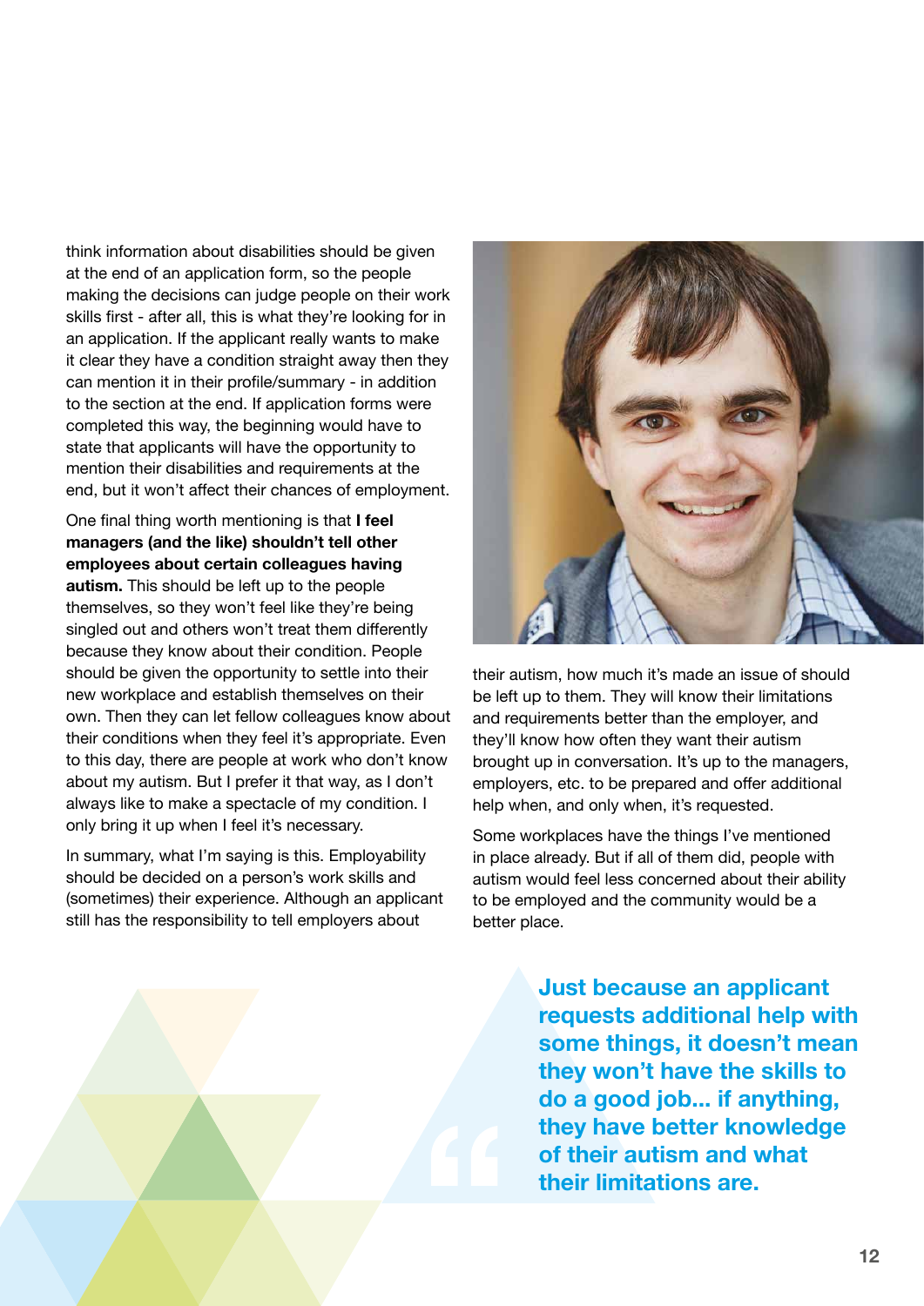think information about disabilities should be given at the end of an application form, so the people making the decisions can judge people on their work skills first - after all, this is what they're looking for in an application. If the applicant really wants to make it clear they have a condition straight away then they can mention it in their profile/summary - in addition to the section at the end. If application forms were completed this way, the beginning would have to state that applicants will have the opportunity to mention their disabilities and requirements at the end, but it won't affect their chances of employment.

One final thing worth mentioning is that **I feel managers (and the like) shouldn't tell other employees about certain colleagues having autism.** This should be left up to the people themselves, so they won't feel like they're being singled out and others won't treat them differently because they know about their condition. People should be given the opportunity to settle into their new workplace and establish themselves on their own. Then they can let fellow colleagues know about their conditions when they feel it's appropriate. Even to this day, there are people at work who don't know about my autism. But I prefer it that way, as I don't always like to make a spectacle of my condition. I only bring it up when I feel it's necessary.

In summary, what I'm saying is this. Employability should be decided on a person's work skills and (sometimes) their experience. Although an applicant still has the responsibility to tell employers about their autism, how much it's made an issue of should be left up to them. They will know their limitations and requirements better than the employer, and they'll know how often they want their autism brought up in conversation. It's up to the managers, employers, etc. to be prepared and offer additional help when, and only when, it's requested.

Some workplaces have the things I've mentioned in place already. But if all of them did, people with autism would feel less concerned about their ability to be employed and the community would be a better place.

> **Just because an applicant requests additional help with some things, it doesn't mean they won't have the skills to do a good job... if anything, they have better knowledge of their autism and what their limitations are.**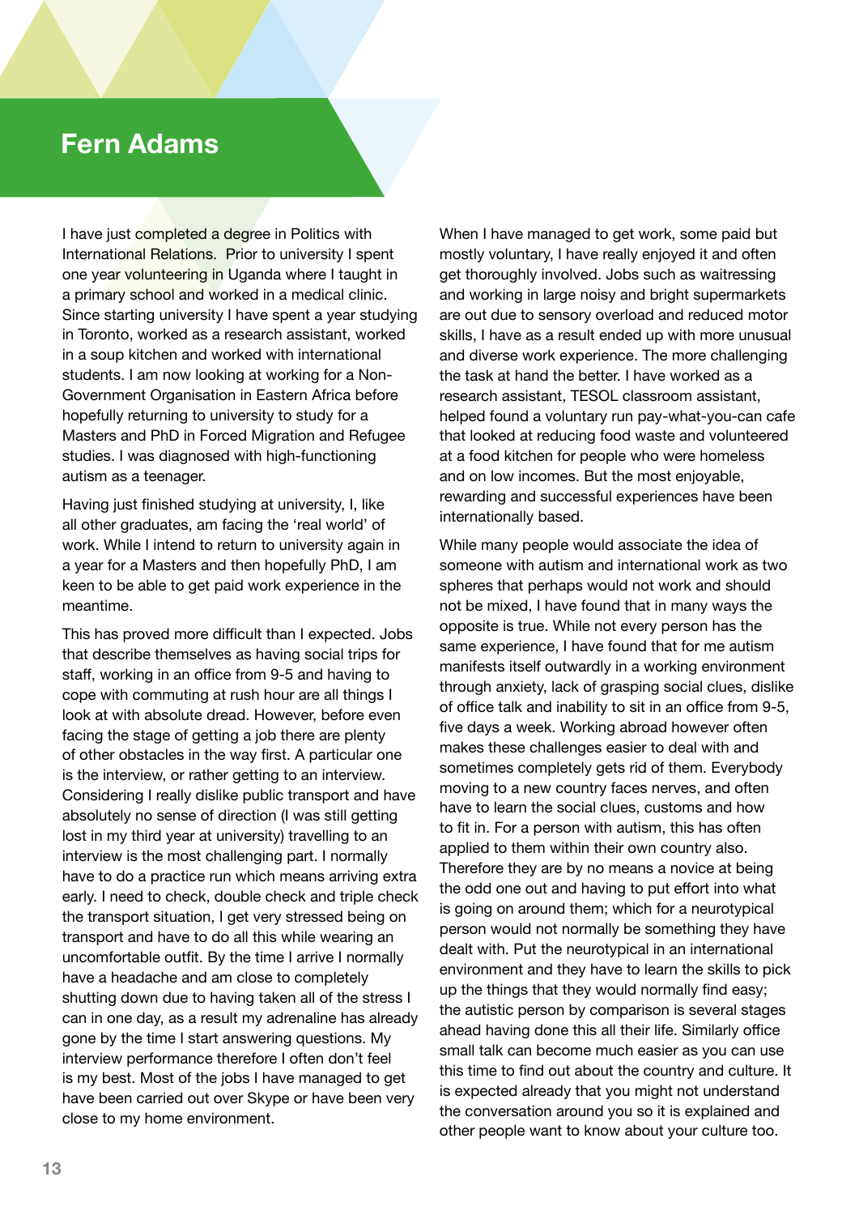# Fern Adams

I have just completed a degree in Politics with International Relations. Prior to university I spent one year volunteering in Uganda where I taught in a primary school and worked in a medical clinic. Since starting university I have spent a year studying in Toronto, worked as a research assistant, worked in a soup kitchen and worked with international students. I am now looking at working for a Non-Government Organisation in Eastern Africa before hopefully returning to university to study for a Masters and PhD in Forced Migration and Refugee studies. I was diagnosed with high-functioning autism as a teenager.

Having just finished studying at university, I, like all other graduates, am facing the 'real world' of work. While I intend to return to university again in a year for a Masters and then hopefully PhD, I am keen to be able to get paid work experience in the meantime.

This has proved more difficult than I expected. Jobs that describe themselves as having social trips for staff, working in an office from 9-5 and having to cope with commuting at rush hour are all things I look at with absolute dread. However, before even facing the stage of getting a job there are plenty of other obstacles in the way first. A particular one is the interview, or rather getting to an interview. Considering I really dislike public transport and have absolutely no sense of direction (I was still getting lost in my third year at university) travelling to an interview is the most challenging part. I normally have to do a practice run which means arriving extra early. I need to check, double check and triple check the transport situation, I get very stressed being on transport and have to do all this while wearing an uncomfortable outfit. By the time I arrive I normally have a headache and am close to completely shutting down due to having taken all of the stress I can in one day, as a result my adrenaline has already gone by the time I start answering questions. My interview performance therefore I often don't feel is my best. Most of the jobs I have managed to get have been carried out over Skype or have been very close to my home environment.

When I have managed to get work, some paid but mostly voluntary, I have really enjoyed it and often get thoroughly involved. Jobs such as waitressing and working in large noisy and bright supermarkets are out due to sensory overload and reduced motor skills, I have as a result ended up with more unusual and diverse work experience. The more challenging the task at hand the better. I have worked as a research assistant, TESOL classroom assistant, helped found a voluntary run pay-what-you-can cafe that looked at reducing food waste and volunteered at a food kitchen for people who were homeless and on low incomes. But the most enjoyable, rewarding and successful experiences have been internationally based.

While many people would associate the idea of someone with autism and international work as two spheres that perhaps would not work and should not be mixed, I have found that in many ways the opposite is true. While not every person has the same experience, I have found that for me autism manifests itself outwardly in a working environment through anxiety, lack of grasping social clues, dislike of office talk and inability to sit in an office from 9-5, five days a week. Working abroad however often makes these challenges easier to deal with and sometimes completely gets rid of them. Everybody moving to a new country faces nerves, and often have to learn the social clues, customs and how to fit in. For a person with autism, this has often applied to them within their own country also. Therefore they are by no means a novice at being the odd one out and having to put effort into what is going on around them; which for a neurotypical person would not normally be something they have dealt with. Put the neurotypical in an international environment and they have to learn the skills to pick up the things that they would normally find easy; the autistic person by comparison is several stages ahead having done this all their life. Similarly office small talk can become much easier as you can use this time to find out about the country and culture. It is expected already that you might not understand the conversation around you so it is explained and other people want to know about your culture too.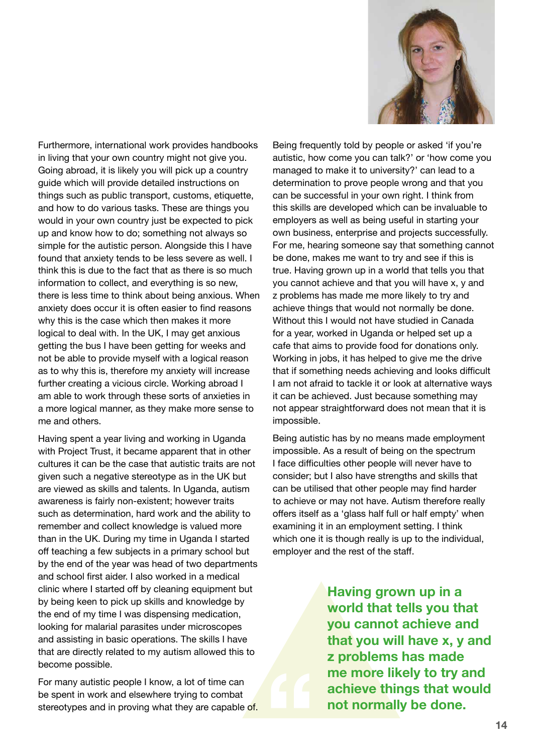Furthermore, international work provides handbooks in living that your own country might not give you. Going abroad, it is likely you will pick up a country guide which will provide detailed instructions on things such as public transport, customs, etiquette, and how to do various tasks. These are things you would in your own country just be expected to pick up and know how to do; something not always so simple for the autistic person. Alongside this I have found that anxiety tends to be less severe as well. I think this is due to the fact that as there is so much information to collect, and everything is so new, there is less time to think about being anxious. When anxiety does occur it is often easier to find reasons why this is the case which then makes it more logical to deal with. In the UK, I may get anxious getting the bus I have been getting for weeks and not be able to provide myself with a logical reason as to why this is, therefore my anxiety will increase further creating a vicious circle. Working abroad I am able to work through these sorts of anxieties in a more logical manner, as they make more sense to me and others.

Having spent a year living and working in Uganda with Project Trust, it became apparent that in other cultures it can be the case that autistic traits are not given such a negative stereotype as in the UK but are viewed as skills and talents. In Uganda, autism awareness is fairly non-existent; however traits such as determination, hard work and the ability to remember and collect knowledge is valued more than in the UK. During my time in Uganda I started off teaching a few subjects in a primary school but by the end of the year was head of two departments and school first aider. I also worked in a medical clinic where I started off by cleaning equipment but by being keen to pick up skills and knowledge by the end of my time I was dispensing medication, looking for malarial parasites under microscopes and assisting in basic operations. The skills I have that are directly related to my autism allowed this to become possible.

For many autistic people I know, a lot of time can be spent in work and elsewhere trying to combat stereotypes and in proving what they are capable of. Being frequently told by people or asked 'if you're autistic, how come you can talk?' or 'how come you managed to make it to university?' can lead to a determination to prove people wrong and that you can be successful in your own right. I think from this skills are developed which can be invaluable to employers as well as being useful in starting your own business, enterprise and projects successfully. For me, hearing someone say that something cannot be done, makes me want to try and see if this is true. Having grown up in a world that tells you that you cannot achieve and that you will have x, y and z problems has made me more likely to try and achieve things that would not normally be done. Without this I would not have studied in Canada for a year, worked in Uganda or helped set up a cafe that aims to provide food for donations only. Working in jobs, it has helped to give me the drive that if something needs achieving and looks difficult I am not afraid to tackle it or look at alternative ways it can be achieved. Just because something may not appear straightforward does not mean that it is impossible.

Being autistic has by no means made employment impossible. As a result of being on the spectrum I face difficulties other people will never have to consider; but I also have strengths and skills that can be utilised that other people may find harder to achieve or may not have. Autism therefore really offers itself as a 'glass half full or half empty' when examining it in an employment setting. I think which one it is though really is up to the individual, employer and the rest of the staff.

> **Having grown up in a world that tells you that you cannot achieve and that you will have x, y and z problems has made me more likely to try and achieve things that would not normally be done.**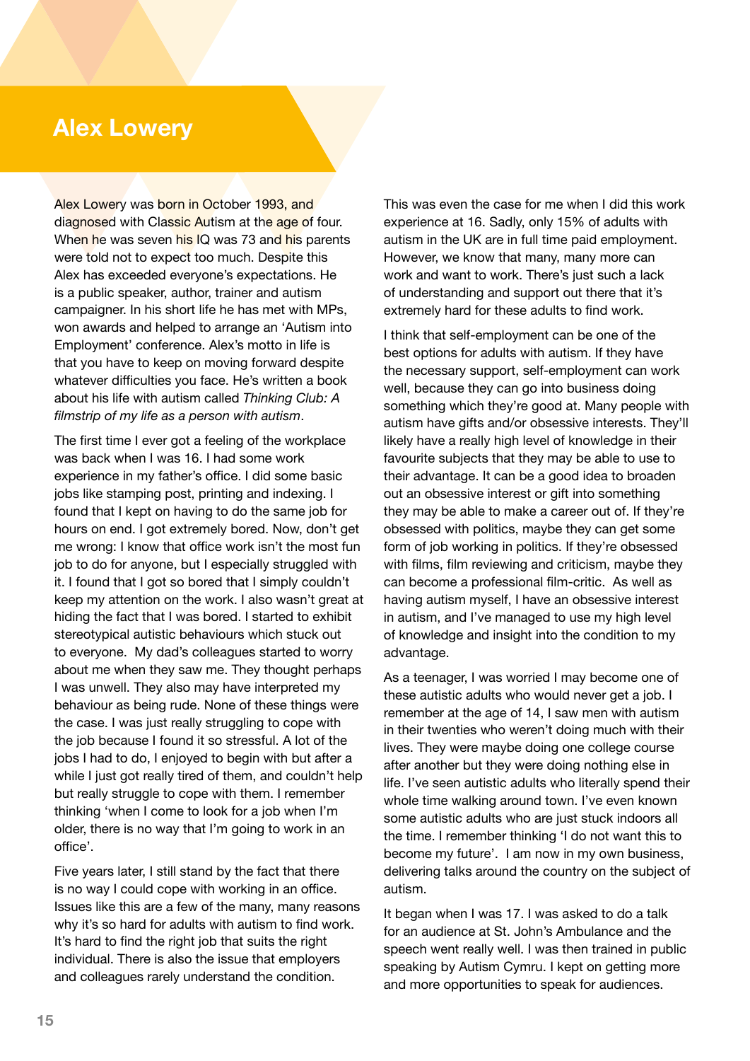## Alex Lowery

Alex Lowery was born in October 1993, and diagnosed with Classic Autism at the age of four. When he was seven his IQ was 73 and his parents were told not to expect too much. Despite this Alex has exceeded everyone's expectations. He is a public speaker, author, trainer and autism campaigner. In his short life he has met with MPs, won awards and helped to arrange an 'Autism into Employment' conference. Alex's motto in life is that you have to keep on moving forward despite whatever difficulties you face. He's written a book about his life with autism called *Thinking Club: A filmstrip of my life as a person with autism*.

The first time I ever got a feeling of the workplace was back when I was 16. I had some work experience in my father's office. I did some basic jobs like stamping post, printing and indexing. I found that I kept on having to do the same job for hours on end. I got extremely bored. Now, don't get me wrong: I know that office work isn't the most fun job to do for anyone, but I especially struggled with it. I found that I got so bored that I simply couldn't keep my attention on the work. I also wasn't great at hiding the fact that I was bored. I started to exhibit stereotypical autistic behaviours which stuck out to everyone. My dad's colleagues started to worry about me when they saw me. They thought perhaps I was unwell. They also may have interpreted my behaviour as being rude. None of these things were the case. I was just really struggling to cope with the job because I found it so stressful. A lot of the jobs I had to do, I enjoyed to begin with but after a while I just got really tired of them, and couldn't help but really struggle to cope with them. I remember thinking 'when I come to look for a job when I'm older, there is no way that I'm going to work in an office'.

Five years later, I still stand by the fact that there is no way I could cope with working in an office. Issues like this are a few of the many, many reasons why it's so hard for adults with autism to find work. It's hard to find the right job that suits the right individual. There is also the issue that employers and colleagues rarely understand the condition. This was even the case for me when I did this work experience at 16. Sadly, only 15% of adults with autism in the UK are in full time paid employment. However, we know that many, many more can work and want to work. There's just such a lack of understanding and support out there that it's extremely hard for these adults to find work.

I think that self-employment can be one of the best options for adults with autism. If they have the necessary support, self-employment can work well, because they can go into business doing something which they're good at. Many people with autism have gifts and/or obsessive interests. They'll likely have a really high level of knowledge in their favourite subjects that they may be able to use to their advantage. It can be a good idea to broaden out an obsessive interest or gift into something they may be able to make a career out of. If they're obsessed with politics, maybe they can get some form of job working in politics. If they're obsessed with films, film reviewing and criticism, maybe they can become a professional film-critic. As well as having autism myself, I have an obsessive interest in autism, and I've managed to use my high level of knowledge and insight into the condition to my advantage.

As a teenager, I was worried I may become one of these autistic adults who would never get a job. I remember at the age of 14, I saw men with autism in their twenties who weren't doing much with their lives. They were maybe doing one college course after another but they were doing nothing else in life. I've seen autistic adults who literally spend their whole time walking around town. I've even known some autistic adults who are just stuck indoors all the time. I remember thinking 'I do not want this to become my future'. I am now in my own business, delivering talks around the country on the subject of autism.

It began when I was 17. I was asked to do a talk for an audience at St. John's Ambulance and the speech went really well. I was then trained in public speaking by Autism Cymru. I kept on getting more and more opportunities to speak for audiences.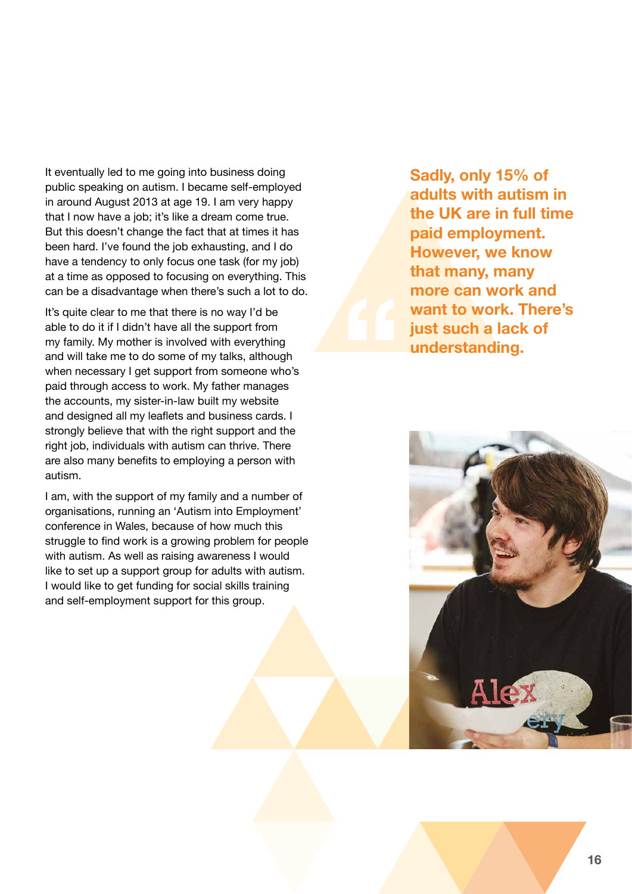It eventually led to me going into business doing public speaking on autism. I became self-employed in around August 2013 at age 19. I am very happy that I now have a job; it's like a dream come true. But this doesn't change the fact that at times it has been hard. I've found the job exhausting, and I do have a tendency to only focus one task (for my job) at a time as opposed to focusing on everything. This can be a disadvantage when there's such a lot to do.

It's quite clear to me that there is no way I'd be able to do it if I didn't have all the support from my family. My mother is involved with everything and will take me to do some of my talks, although when necessary I get support from someone who's paid through access to work. My father manages the accounts, my sister-in-law built my website and designed all my leaflets and business cards. I strongly believe that with the right support and the right job, individuals with autism can thrive. There are also many benefits to employing a person with autism.

I am, with the support of my family and a number of organisations, running an 'Autism into Employment' conference in Wales, because of how much this struggle to find work is a growing problem for people with autism. As well as raising awareness I would like to set up a support group for adults with autism. I would like to get funding for social skills training and self-employment support for this group.

> **Sadly, only 15% of adults with autism in the UK are in full time paid employment. However, we know that many, many more can work and want to work. There's just such a lack of understanding.**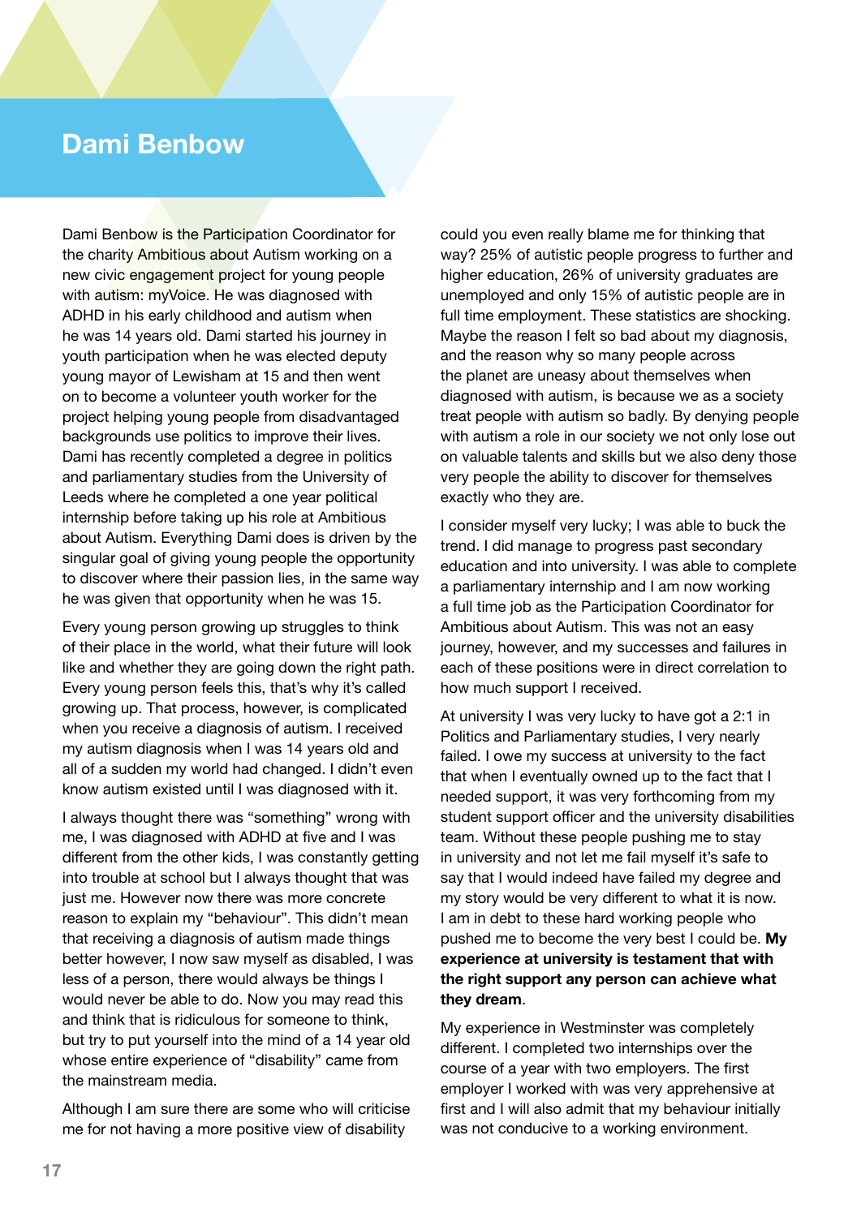## Dami Benbow

Dami Benbow is the Participation Coordinator for the charity Ambitious about Autism working on a new civic engagement project for young people with autism: myVoice. He was diagnosed with ADHD in his early childhood and autism when he was 14 years old. Dami started his journey in youth participation when he was elected deputy young mayor of Lewisham at 15 and then went on to become a volunteer youth worker for the project helping young people from disadvantaged backgrounds use politics to improve their lives. Dami has recently completed a degree in politics and parliamentary studies from the University of Leeds where he completed a one year political internship before taking up his role at Ambitious about Autism. Everything Dami does is driven by the singular goal of giving young people the opportunity to discover where their passion lies, in the same way he was given that opportunity when he was 15.

Every young person growing up struggles to think of their place in the world, what their future will look like and whether they are going down the right path. Every young person feels this, that's why it's called growing up. That process, however, is complicated when you receive a diagnosis of autism. I received my autism diagnosis when I was 14 years old and all of a sudden my world had changed. I didn't even know autism existed until I was diagnosed with it.

I always thought there was "something" wrong with me, I was diagnosed with ADHD at five and I was different from the other kids, I was constantly getting into trouble at school but I always thought that was just me. However now there was more concrete reason to explain my "behaviour". This didn't mean that receiving a diagnosis of autism made things better however, I now saw myself as disabled, I was less of a person, there would always be things I would never be able to do. Now you may read this and think that is ridiculous for someone to think, but try to put yourself into the mind of a 14 year old whose entire experience of "disability" came from the mainstream media.

Although I am sure there are some who will criticise me for not having a more positive view of disability could you even really blame me for thinking that way? 25% of autistic people progress to further and higher education, 26% of university graduates are unemployed and only 15% of autistic people are in full time employment. These statistics are shocking. Maybe the reason I felt so bad about my diagnosis, and the reason why so many people across the planet are uneasy about themselves when diagnosed with autism, is because we as a society treat people with autism so badly. By denying people with autism a role in our society we not only lose out on valuable talents and skills but we also deny those very people the ability to discover for themselves exactly who they are.

I consider myself very lucky; I was able to buck the trend. I did manage to progress past secondary education and into university. I was able to complete a parliamentary internship and I am now working a full time job as the Participation Coordinator for Ambitious about Autism. This was not an easy journey, however, and my successes and failures in each of these positions were in direct correlation to how much support I received.

At university I was very lucky to have got a 2:1 in Politics and Parliamentary studies, I very nearly failed. I owe my success at university to the fact that when I eventually owned up to the fact that I needed support, it was very forthcoming from my student support officer and the university disabilities team. Without these people pushing me to stay in university and not let me fail myself it's safe to say that I would indeed have failed my degree and my story would be very different to what it is now. I am in debt to these hard working people who pushed me to become the very best I could be. **My experience at university is testament that with the right support any person can achieve what they dream**.

My experience in Westminster was completely different. I completed two internships over the course of a year with two employers. The first employer I worked with was very apprehensive at first and I will also admit that my behaviour initially was not conducive to a working environment.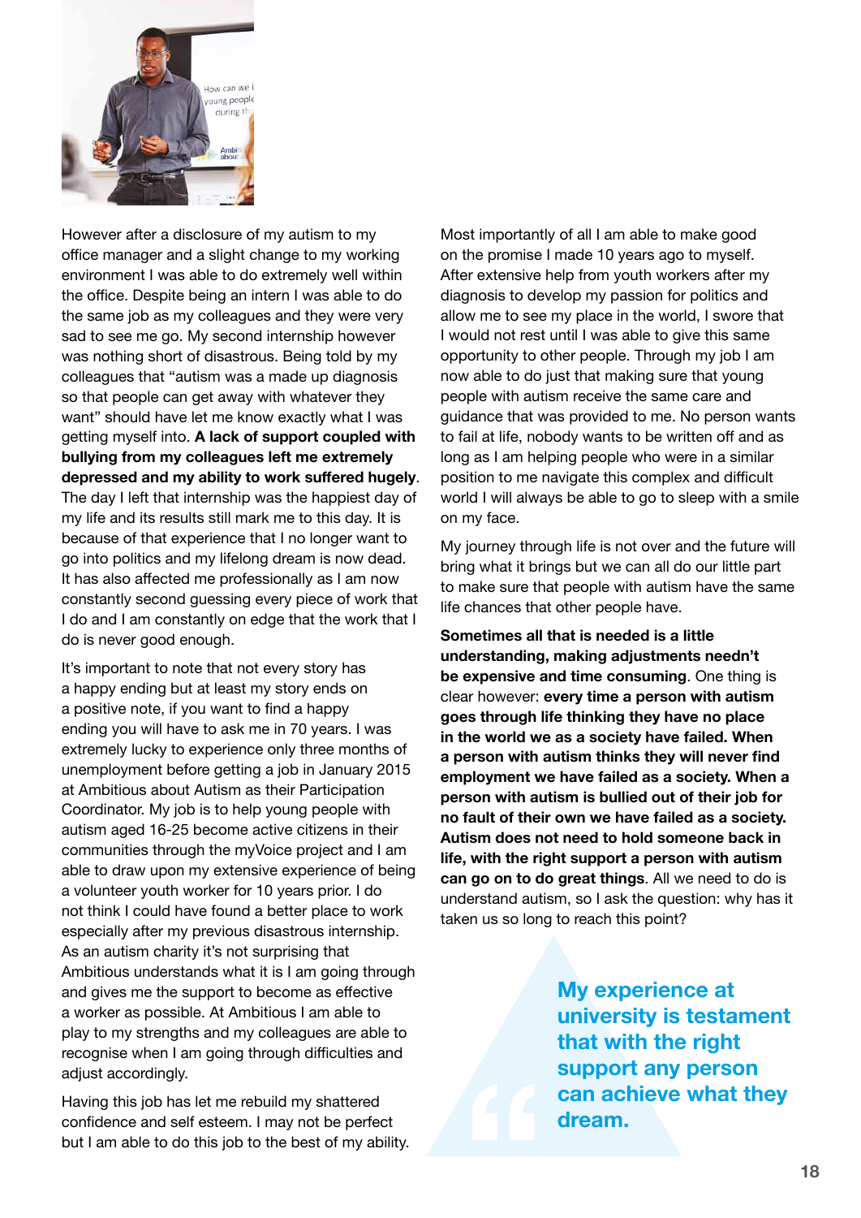However after a disclosure of my autism to my office manager and a slight change to my working environment I was able to do extremely well within the office. Despite being an intern I was able to do the same job as my colleagues and they were very sad to see me go. My second internship however was nothing short of disastrous. Being told by my colleagues that "autism was a made up diagnosis so that people can get away with whatever they want" should have let me know exactly what I was getting myself into. **A lack of support coupled with bullying from my colleagues left me extremely depressed and my ability to work suffered hugely**. The day I left that internship was the happiest day of my life and its results still mark me to this day. It is because of that experience that I no longer want to go into politics and my lifelong dream is now dead. It has also affected me professionally as I am now constantly second guessing every piece of work that I do and I am constantly on edge that the work that I do is never good enough.

It's important to note that not every story has a happy ending but at least my story ends on a positive note, if you want to find a happy ending you will have to ask me in 70 years. I was extremely lucky to experience only three months of unemployment before getting a job in January 2015 at Ambitious about Autism as their Participation Coordinator. My job is to help young people with autism aged 16-25 become active citizens in their communities through the myVoice project and I am able to draw upon my extensive experience of being a volunteer youth worker for 10 years prior. I do not think I could have found a better place to work especially after my previous disastrous internship. As an autism charity it's not surprising that Ambitious understands what it is I am going through and gives me the support to become as effective a worker as possible. At Ambitious I am able to play to my strengths and my colleagues are able to recognise when I am going through difficulties and adjust accordingly.

Having this job has let me rebuild my shattered confidence and self esteem. I may not be perfect but I am able to do this job to the best of my ability. Most importantly of all I am able to make good on the promise I made 10 years ago to myself. After extensive help from youth workers after my diagnosis to develop my passion for politics and allow me to see my place in the world, I swore that I would not rest until I was able to give this same opportunity to other people. Through my job I am now able to do just that making sure that young people with autism receive the same care and guidance that was provided to me. No person wants to fail at life, nobody wants to be written off and as long as I am helping people who were in a similar position to me navigate this complex and difficult world I will always be able to go to sleep with a smile on my face.

My journey through life is not over and the future will bring what it brings but we can all do our little part to make sure that people with autism have the same life chances that other people have.

**Sometimes all that is needed is a little understanding, making adjustments needn't be expensive and time consuming**. One thing is clear however: **every time a person with autism goes through life thinking they have no place in the world we as a society have failed. When a person with autism thinks they will never find employment we have failed as a society. When a person with autism is bullied out of their job for no fault of their own we have failed as a society. Autism does not need to hold someone back in life, with the right support a person with autism can go on to do great things**. All we need to do is understand autism, so I ask the question: why has it taken us so long to reach this point?

> **My experience at university is testament that with the right support any person can achieve what they dream.**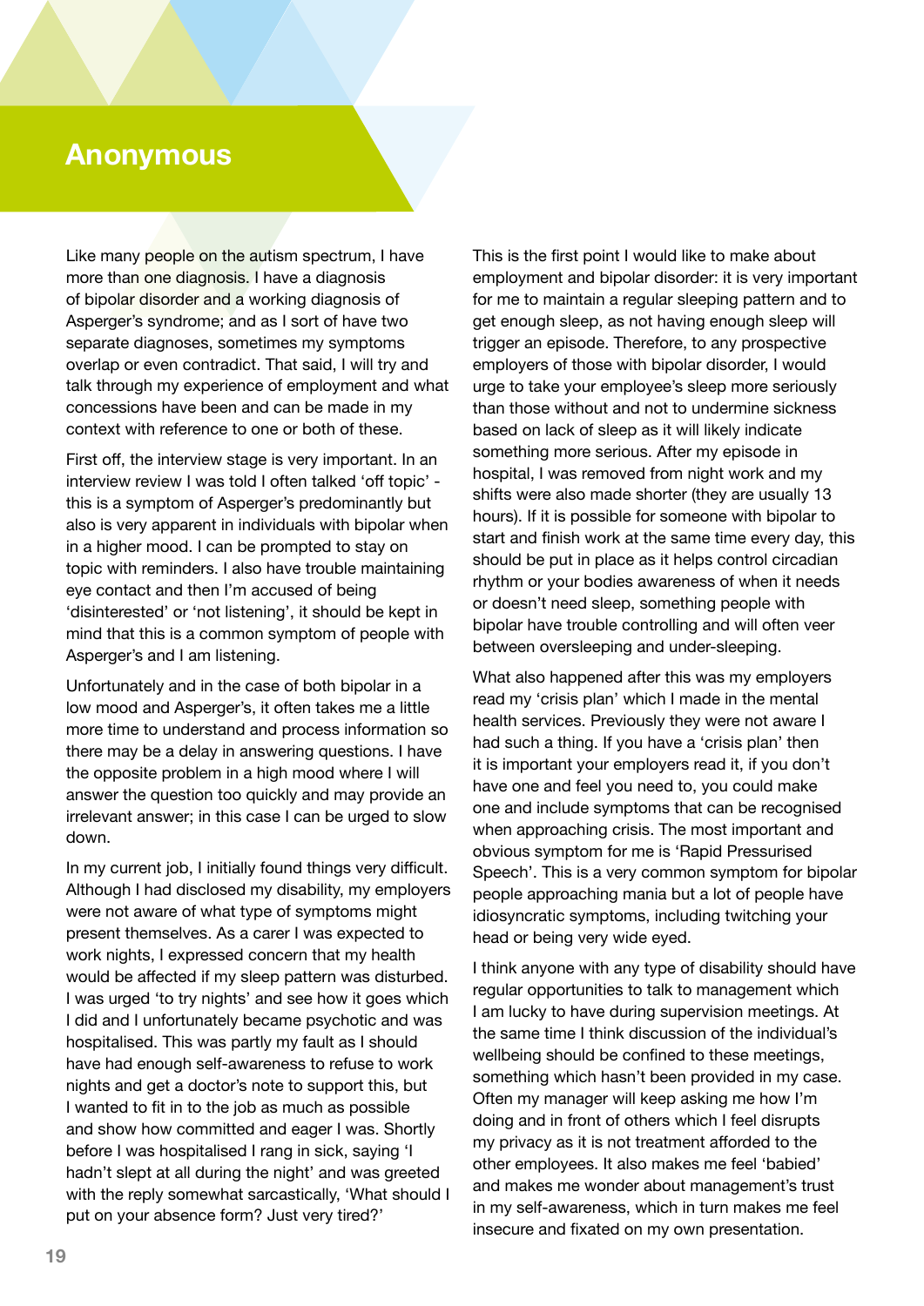# Anonymous

Like many people on the autism spectrum, I have more than one diagnosis. I have a diagnosis of bipolar disorder and a working diagnosis of Asperger's syndrome; and as I sort of have two separate diagnoses, sometimes my symptoms overlap or even contradict. That said, I will try and talk through my experience of employment and what concessions have been and can be made in my context with reference to one or both of these.

First off, the interview stage is very important. In an interview review I was told I often talked 'off topic' - this is a symptom of Asperger's predominantly but also is very apparent in individuals with bipolar when in a higher mood. I can be prompted to stay on topic with reminders. I also have trouble maintaining eye contact and then I'm accused of being 'disinterested' or 'not listening', it should be kept in mind that this is a common symptom of people with Asperger's and I am listening.

Unfortunately and in the case of both bipolar in a low mood and Asperger's, it often takes me a little more time to understand and process information so there may be a delay in answering questions. I have the opposite problem in a high mood where I will answer the question too quickly and may provide an irrelevant answer; in this case I can be urged to slow down.

In my current job, I initially found things very difficult. Although I had disclosed my disability, my employers were not aware of what type of symptoms might present themselves. As a carer I was expected to work nights, I expressed concern that my health would be affected if my sleep pattern was disturbed. I was urged 'to try nights' and see how it goes which I did and I unfortunately became psychotic and was hospitalised. This was partly my fault as I should have had enough self-awareness to refuse to work nights and get a doctor's note to support this, but I wanted to fit in to the job as much as possible and show how committed and eager I was. Shortly before I was hospitalised I rang in sick, saying 'I hadn't slept at all during the night' and was greeted with the reply somewhat sarcastically, 'What should I put on your absence form? Just very tired?'

This is the first point I would like to make about employment and bipolar disorder: it is very important for me to maintain a regular sleeping pattern and to get enough sleep, as not having enough sleep will trigger an episode. Therefore, to any prospective employers of those with bipolar disorder, I would urge to take your employee's sleep more seriously than those without and not to undermine sickness based on lack of sleep as it will likely indicate something more serious. After my episode in hospital, I was removed from night work and my shifts were also made shorter (they are usually 13 hours). If it is possible for someone with bipolar to start and finish work at the same time every day, this should be put in place as it helps control circadian rhythm or your bodies awareness of when it needs or doesn't need sleep, something people with bipolar have trouble controlling and will often veer between oversleeping and under-sleeping.

What also happened after this was my employers read my 'crisis plan' which I made in the mental health services. Previously they were not aware I had such a thing. If you have a 'crisis plan' then it is important your employers read it, if you don't have one and feel you need to, you could make one and include symptoms that can be recognised when approaching crisis. The most important and obvious symptom for me is 'Rapid Pressurised Speech'. This is a very common symptom for bipolar people approaching mania but a lot of people have idiosyncratic symptoms, including twitching your head or being very wide eyed.

I think anyone with any type of disability should have regular opportunities to talk to management which I am lucky to have during supervision meetings. At the same time I think discussion of the individual's wellbeing should be confined to these meetings, something which hasn't been provided in my case. Often my manager will keep asking me how I'm doing and in front of others which I feel disrupts my privacy as it is not treatment afforded to the other employees. It also makes me feel 'babied' and makes me wonder about management's trust in my self-awareness, which in turn makes me feel insecure and fixated on my own presentation.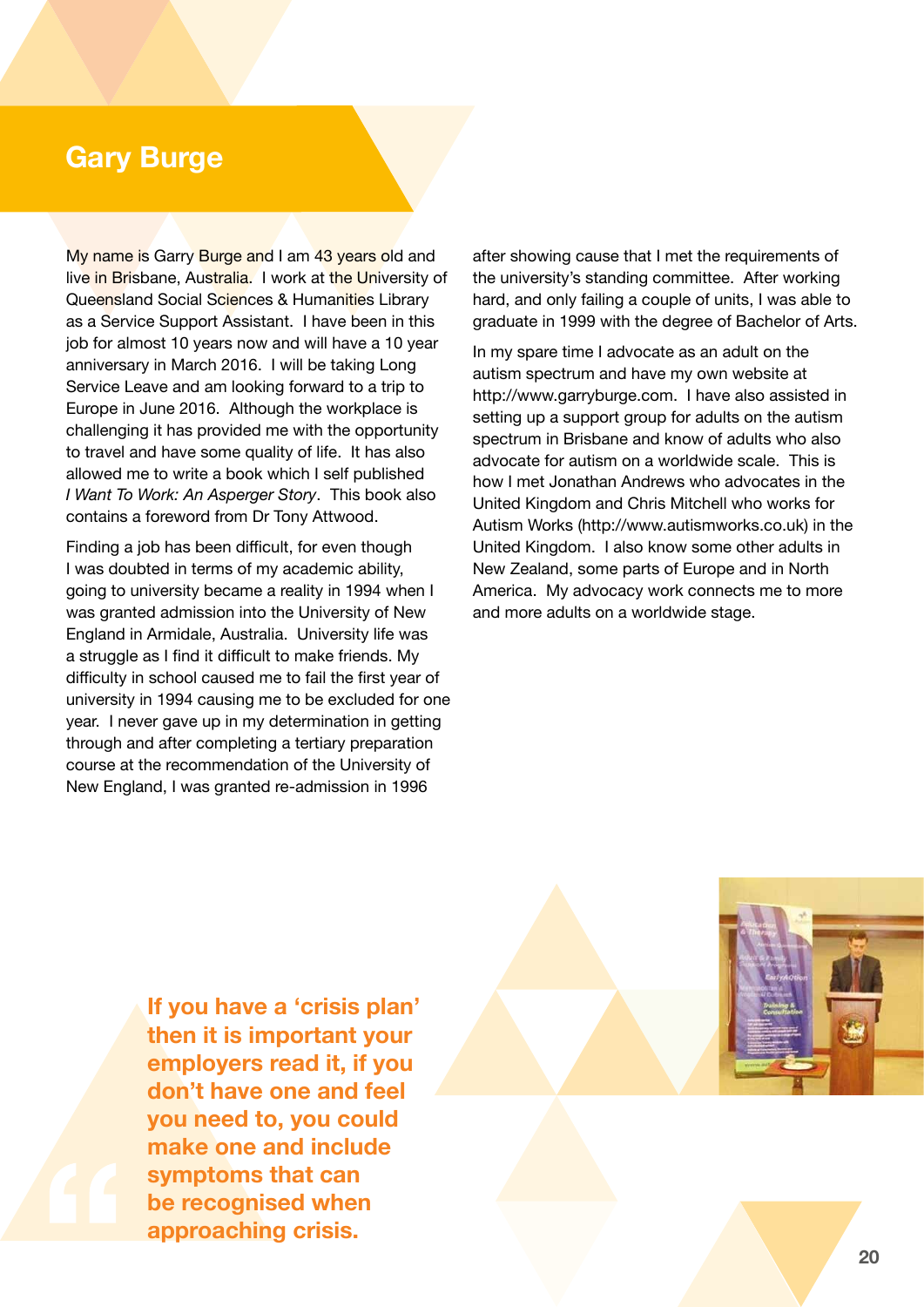## Gary Burge

My name is Garry Burge and I am 43 years old and live in Brisbane, Australia. I work at the University of Queensland Social Sciences & Humanities Library as a Service Support Assistant. I have been in this job for almost 10 years now and will have a 10 year anniversary in March 2016. I will be taking Long Service Leave and am looking forward to a trip to Europe in June 2016. Although the workplace is challenging it has provided me with the opportunity to travel and have some quality of life. It has also allowed me to write a book which I self published *I Want To Work: An Asperger Story*. This book also contains a foreword from Dr Tony Attwood.

Finding a job has been difficult, for even though I was doubted in terms of my academic ability, going to university became a reality in 1994 when I was granted admission into the University of New England in Armidale, Australia. University life was a struggle as I find it difficult to make friends. My difficulty in school caused me to fail the first year of university in 1994 causing me to be excluded for one year. I never gave up in my determination in getting through and after completing a tertiary preparation course at the recommendation of the University of New England, I was granted re-admission in 1996 after showing cause that I met the requirements of the university's standing committee. After working hard, and only failing a couple of units, I was able to graduate in 1999 with the degree of Bachelor of Arts.

In my spare time I advocate as an adult on the autism spectrum and have my own website at http://www.garryburge.com. I have also assisted in setting up a support group for adults on the autism spectrum in Brisbane and know of adults who also advocate for autism on a worldwide scale. This is how I met Jonathan Andrews who advocates in the United Kingdom and Chris Mitchell who works for Autism Works (http://www.autismworks.co.uk) in the United Kingdom. I also know some other adults in New Zealand, some parts of Europe and in North America. My advocacy work connects me to more and more adults on a worldwide stage.

**If you have a 'crisis plan' then it is important your employers read it, if you don't have one and feel you need to, you could make one and include symptoms that can be recognised when approaching crisis.**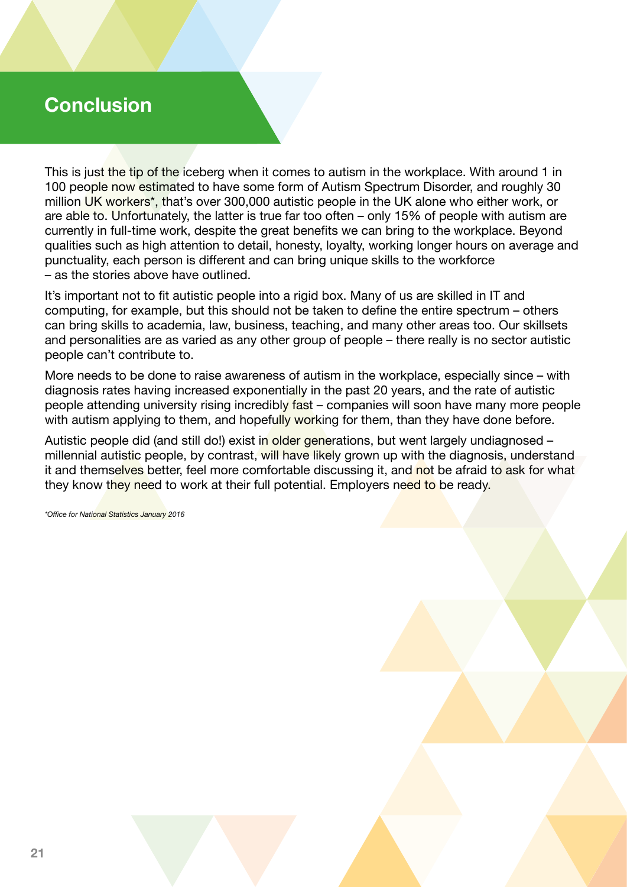## Conclusion

This is just the tip of the iceberg when it comes to autism in the workplace. With around 1 in 100 people now estimated to have some form of Autism Spectrum Disorder, and roughly 30 million UK workers*, that's over 300,000 autistic people in the UK alone who either work, or are able to. Unfortunately, the latter is true far too often – only 15% of people with autism are currently in full-time work, despite the great benefits we can bring to the workplace. Beyond qualities such as high attention to detail, honesty, loyalty, working longer hours on average and punctuality, each person is different and can bring unique skills to the workforce – as the stories above have outlined.

It's important not to fit autistic people into a rigid box. Many of us are skilled in IT and computing, for example, but this should not be taken to define the entire spectrum – others can bring skills to academia, law, business, teaching, and many other areas too. Our skillsets and personalities are as varied as any other group of people – there really is no sector autistic people can't contribute to.

More needs to be done to raise awareness of autism in the workplace, especially since – with diagnosis rates having increased exponentially in the past 20 years, and the rate of autistic people attending university rising incredibly fast – companies will soon have many more people with autism applying to them, and hopefully working for them, than they have done before.

Autistic people did (and still do!) exist in older generations, but went largely undiagnosed – millennial autistic people, by contrast, will have likely grown up with the diagnosis, understand it and themselves better, feel more comfortable discussing it, and not be afraid to ask for what they know they need to work at their full potential. Employers need to be ready.

*\*Office for National Statistics January 2016*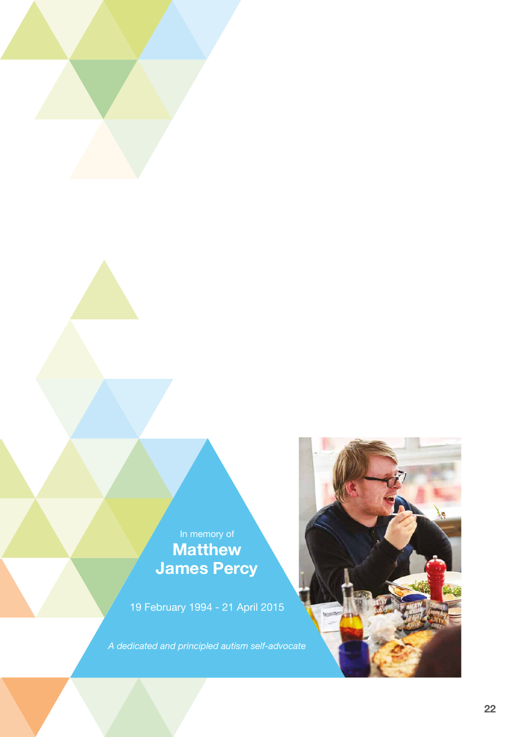In memory of

**Matthew James Percy**

19 February 1994 - 21 April 2015

*A dedicated and principled autism self-advocate*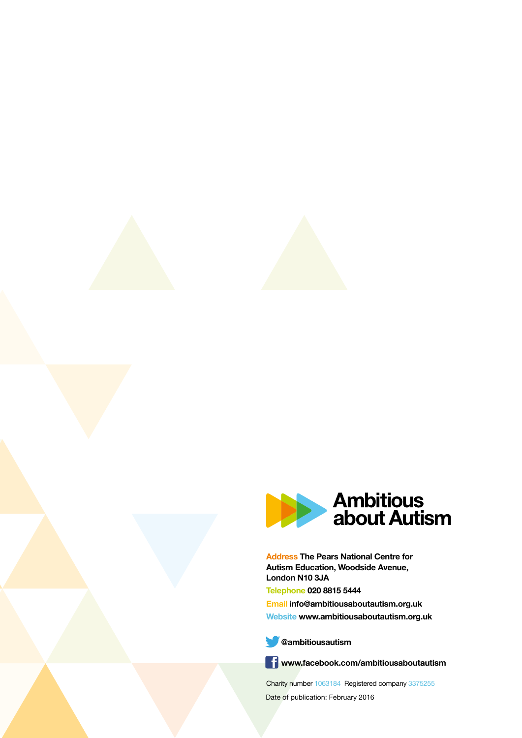Ambitious about Autism

**Address** The Pears National Centre for Autism Education, Woodside Avenue, London N10 3JA

**Telephone** 020 8815 5444

**Email** info@ambitiousaboutautism.org.uk

**Website** www.ambitiousaboutautism.org.uk

@ambitiousautism

www.facebook.com/ambitiousaboutautism

Charity number 1063184 Registered company 3375255

Date of publication: February 2016